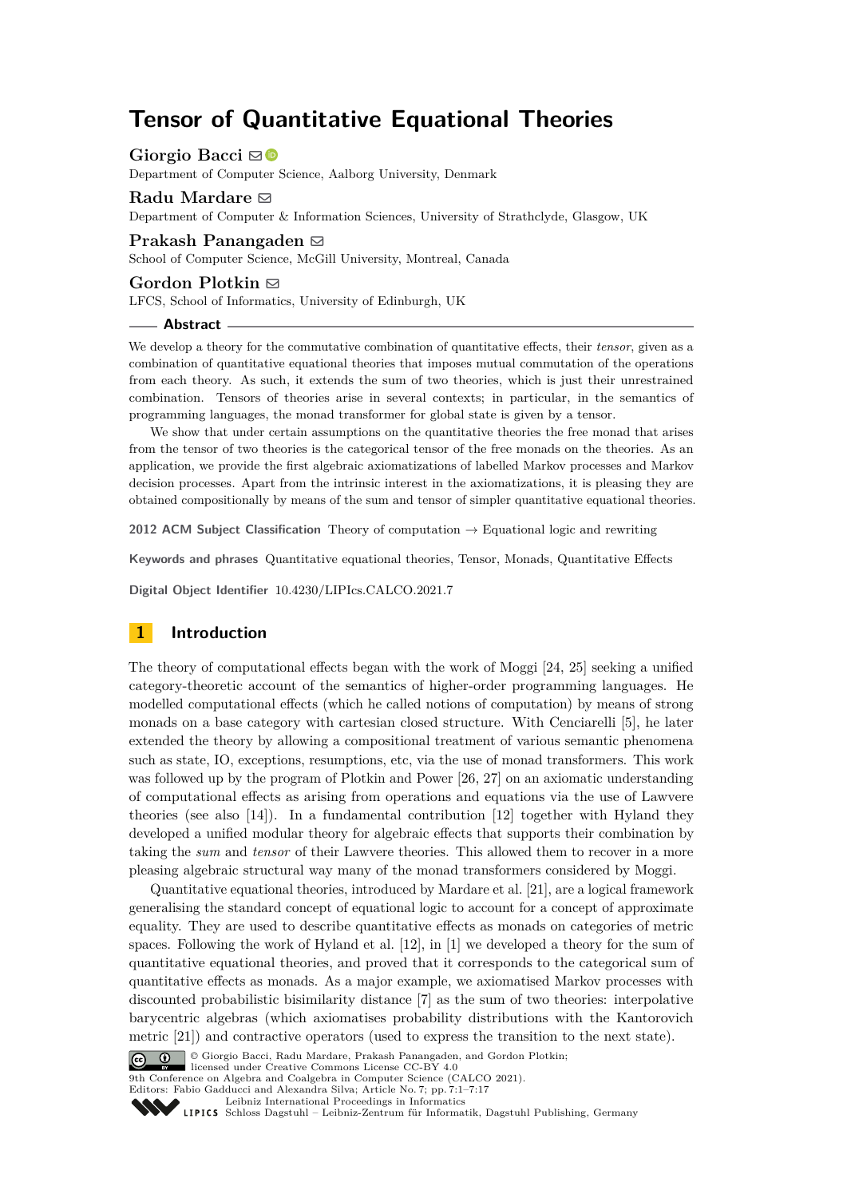# Tensor of Quantitative Equational Theories

**Giorgio Bacci**

Department of Computer Science, Aalborg University, Denmark

**Radu Mardare**

Department of Computer & Information Sciences, University of Strathclyde, Glasgow, UK

**Prakash Panangaden**

School of Computer Science, McGill University, Montreal, Canada

**Gordon Plotkin**

LFCS, School of Informatics, University of Edinburgh, UK

## Abstract

We develop a theory for the commutative combination of quantitative effects, their *tensor*, given as a combination of quantitative equational theories that imposes mutual commutation of the operations from each theory. As such, it extends the sum of two theories, which is just their unrestrained combination. Tensors of theories arise in several contexts; in particular, in the semantics of programming languages, the monad transformer for global state is given by a tensor.

We show that under certain assumptions on the quantitative theories the free monad that arises from the tensor of two theories is the categorical tensor of the free monads on the theories. As an application, we provide the first algebraic axiomatizations of labelled Markov processes and Markov decision processes. Apart from the intrinsic interest in the axiomatizations, it is pleasing they are obtained compositionally by means of the sum and tensor of simpler quantitative equational theories.

**2012 ACM Subject Classification** Theory of computation → Equational logic and rewriting

**Keywords and phrases** Quantitative equational theories, Tensor, Monads, Quantitative Effects

**Digital Object Identifier** 10.4230/LIPIcs.CALCO.2021.7

## 1 Introduction

The theory of computational effects began with the work of Moggi [24, 25] seeking a unified category-theoretic account of the semantics of higher-order programming languages. He modelled computational effects (which he called notions of computation) by means of strong monads on a base category with cartesian closed structure. With Cenciarelli [5], he later extended the theory by allowing a compositional treatment of various semantic phenomena such as state, IO, exceptions, resumptions, etc, via the use of monad transformers. This work was followed up by the program of Plotkin and Power [26, 27] on an axiomatic understanding of computational effects as arising from operations and equations via the use of Lawvere theories (see also [14]). In a fundamental contribution [12] together with Hyland they developed a unified modular theory for algebraic effects that supports their combination by taking the *sum* and *tensor* of their Lawvere theories. This allowed them to recover in a more pleasing algebraic structural way many of the monad transformers considered by Moggi.

Quantitative equational theories, introduced by Mardare et al. [21], are a logical framework generalising the standard concept of equational logic to account for a concept of approximate equality. They are used to describe quantitative effects as monads on categories of metric spaces. Following the work of Hyland et al. [12], in [1] we developed a theory for the sum of quantitative equational theories, and proved that it corresponds to the categorical sum of quantitative effects as monads. As a major example, we axiomatised Markov processes with discounted probabilistic bisimilarity distance [7] as the sum of two theories: interpolative barycentric algebras (which axiomatises probability distributions with the Kantorovich metric [21]) and contractive operators (used to express the transition to the next state).

© Giorgio Bacci, Radu Mardare, Prakash Panangaden, and Gordon Plotkin; licensed under Creative Commons License CC-BY 4.0

9th Conference on Algebra and Coalgebra in Computer Science (CALCO 2021).
Editors: Fabio Gadducci and Alexandra Silva; Article No. 7; pp. 7:1–7:17

Leibniz International Proceedings in Informatics
Schloss Dagstuhl – Leibniz-Zentrum für Informatik, Dagstuhl Publishing, Germany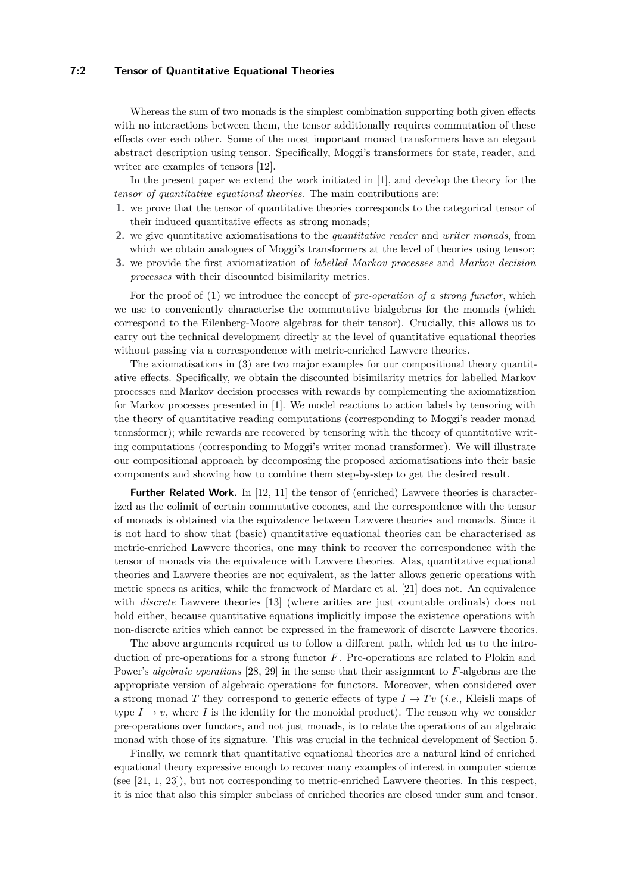Whereas the sum of two monads is the simplest combination supporting both given effects with no interactions between them, the tensor additionally requires commutation of these effects over each other. Some of the most important monad transformers have an elegant abstract description using tensor. Specifically, Moggi's transformers for state, reader, and writer are examples of tensors [12].

In the present paper we extend the work initiated in [1], and develop the theory for the *tensor of quantitative equational theories*. The main contributions are:

1. we prove that the tensor of quantitative theories corresponds to the categorical tensor of their induced quantitative effects as strong monads;
2. we give quantitative axiomatisations to the *quantitative reader* and *writer monads*, from which we obtain analogues of Moggi's transformers at the level of theories using tensor;
3. we provide the first axiomatization of *labelled Markov processes* and *Markov decision processes* with their discounted bisimilarity metrics.

For the proof of (1) we introduce the concept of *pre-operation of a strong functor*, which we use to conveniently characterise the commutative bialgebras for the monads (which correspond to the Eilenberg-Moore algebras for their tensor). Crucially, this allows us to carry out the technical development directly at the level of quantitative equational theories without passing via a correspondence with metric-enriched Lawvere theories.

The axiomatisations in (3) are two major examples for our compositional theory quantitative effects. Specifically, we obtain the discounted bisimilarity metrics for labelled Markov processes and Markov decision processes with rewards by complementing the axiomatization for Markov processes presented in [1]. We model reactions to action labels by tensoring with the theory of quantitative reading computations (corresponding to Moggi's reader monad transformer); while rewards are recovered by tensoring with the theory of quantitative writing computations (corresponding to Moggi's writer monad transformer). We will illustrate our compositional approach by decomposing the proposed axiomatisations into their basic components and showing how to combine them step-by-step to get the desired result.

**Further Related Work.** In [12, 11] the tensor of (enriched) Lawvere theories is characterized as the colimit of certain commutative cocones, and the correspondence with the tensor of monads is obtained via the equivalence between Lawvere theories and monads. Since it is not hard to show that (basic) quantitative equational theories can be characterised as metric-enriched Lawvere theories, one may think to recover the correspondence with the tensor of monads via the equivalence with Lawvere theories. Alas, quantitative equational theories and Lawvere theories are not equivalent, as the latter allows generic operations with metric spaces as arities, while the framework of Mardare et al. [21] does not. An equivalence with *discrete* Lawvere theories [13] (where arities are just countable ordinals) does not hold either, because quantitative equations implicitly impose the existence operations with non-discrete arities which cannot be expressed in the framework of discrete Lawvere theories.

The above arguments required us to follow a different path, which led us to the introduction of pre-operations for a strong functor $F$. Pre-operations are related to Plokin and Power's *algebraic operations* [28, 29] in the sense that their assignment to $F$-algebras are the appropriate version of algebraic operations for functors. Moreover, when considered over a strong monad $T$ they correspond to generic effects of type $I \to Tv$ (*i.e.*, Kleisli maps of type $I \to v$, where $I$ is the identity for the monoidal product). The reason why we consider pre-operations over functors, and not just monads, is to relate the operations of an algebraic monad with those of its signature. This was crucial in the technical development of Section 5.

Finally, we remark that quantitative equational theories are a natural kind of enriched equational theory expressive enough to recover many examples of interest in computer science (see [21, 1, 23]), but not corresponding to metric-enriched Lawvere theories. In this respect, it is nice that also this simpler subclass of enriched theories are closed under sum and tensor.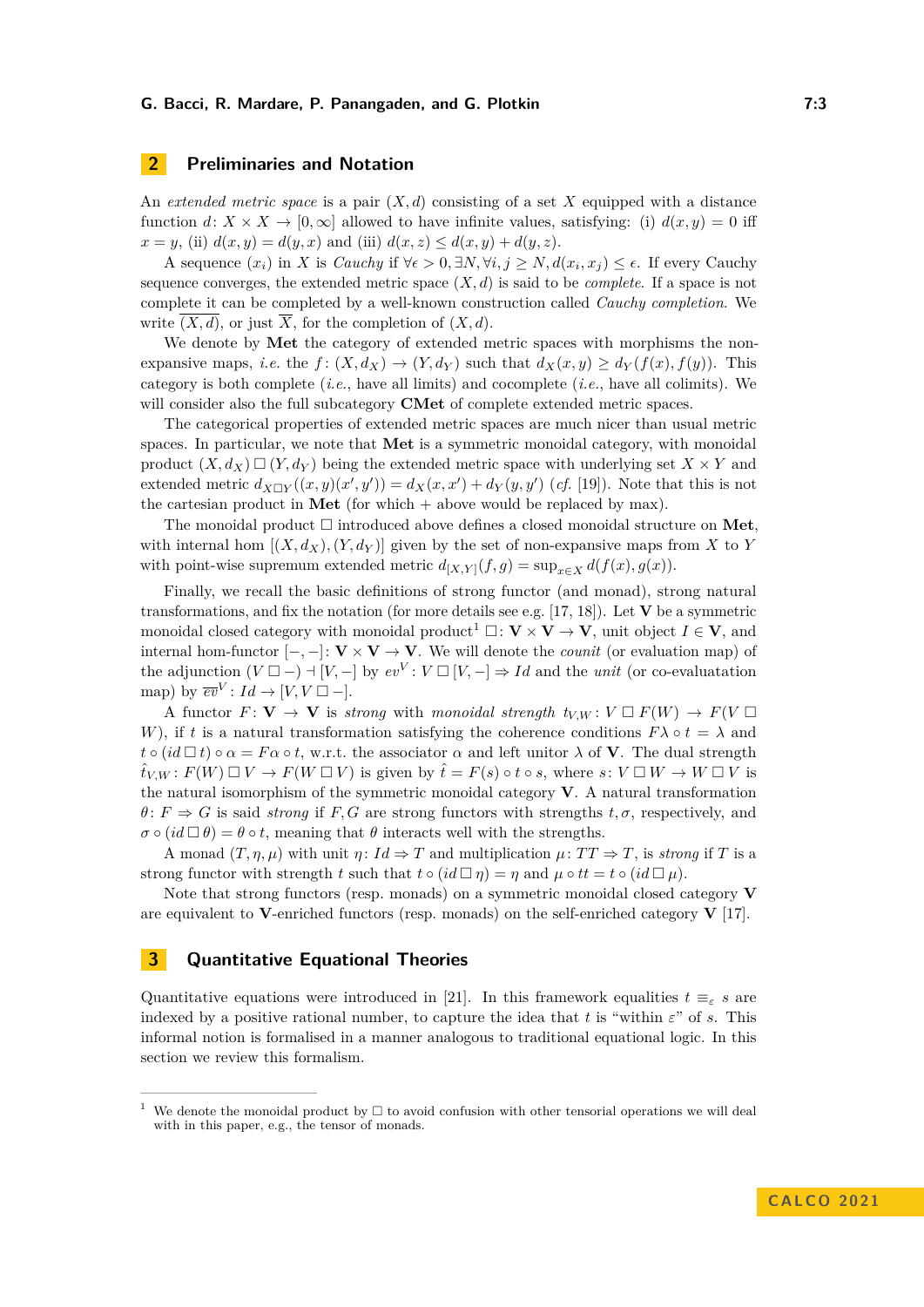## 2 Preliminaries and Notation

An *extended metric space* is a pair $(X, d)$ consisting of a set $X$ equipped with a distance function $d\colon X \times X \to [0, \infty]$ allowed to have infinite values, satisfying: (i) $d(x, y) = 0$ iff $x = y$, (ii) $d(x, y) = d(y, x)$ and (iii) $d(x, z) \leq d(x, y) + d(y, z)$.

A sequence $(x_i)$ in $X$ is *Cauchy* if $\forall \epsilon > 0, \exists N, \forall i, j \geq N, d(x_i, x_j) \leq \epsilon$. If every Cauchy sequence converges, the extended metric space $(X, d)$ is said to be *complete*. If a space is not complete it can be completed by a well-known construction called *Cauchy completion*. We write $\overline{(X, d)}$, or just $\overline{X}$, for the completion of $(X, d)$.

We denote by **Met** the category of extended metric spaces with morphisms the non-expansive maps, *i.e.* the $f\colon (X, d_X) \to (Y, d_Y)$ such that $d_X(x, y) \geq d_Y(f(x), f(y))$. This category is both complete (*i.e.*, have all limits) and cocomplete (*i.e.*, have all colimits). We will consider also the full subcategory **CMet** of complete extended metric spaces.

The categorical properties of extended metric spaces are much nicer than usual metric spaces. In particular, we note that **Met** is a symmetric monoidal category, with monoidal product $(X, d_X) \Box (Y, d_Y)$ being the extended metric space with underlying set $X \times Y$ and extended metric $d_{X\Box Y}((x, y)(x', y')) = d_X(x, x') + d_Y(y, y')$ (*cf.* [19]). Note that this is not the cartesian product in **Met** (for which $+$ above would be replaced by max).

The monoidal product $\Box$ introduced above defines a closed monoidal structure on **Met**, with internal hom $[(X, d_X), (Y, d_Y)]$ given by the set of non-expansive maps from $X$ to $Y$ with point-wise supremum extended metric $d_{[X,Y]}(f, g) = \sup_{x\in X} d(f(x), g(x))$.

Finally, we recall the basic definitions of strong functor (and monad), strong natural transformations, and fix the notation (for more details see e.g. [17, 18]). Let $\mathbf{V}$ be a symmetric monoidal closed category with monoidal product[1] $\Box\colon \mathbf{V} \times \mathbf{V} \to \mathbf{V}$, unit object $I \in \mathbf{V}$, and internal hom-functor $[-,-]\colon \mathbf{V} \times \mathbf{V} \to \mathbf{V}$. We will denote the *counit* (or evaluation map) of the adjunction $(V \Box -) \dashv [V, -]$ by $ev^V\colon V \Box [V, -] \Rightarrow Id$ and the *unit* (or co-evaluatation map) by $\overline{ev}^V\colon Id \to [V, V \Box -]$.

A functor $F\colon \mathbf{V} \to \mathbf{V}$ is *strong* with *monoidal strength* $t_{V,W}\colon V \Box F(W) \to F(V \Box W)$, if $t$ is a natural transformation satisfying the coherence conditions $F\lambda \circ t = \lambda$ and $t \circ (id \Box t) \circ \alpha = F\alpha \circ t$, w.r.t. the associator $\alpha$ and left unitor $\lambda$ of $\mathbf{V}$. The dual strength $\hat{t}_{V,W}\colon F(W) \Box V \to F(W \Box V)$ is given by $\hat{t} = F(s) \circ t \circ s$, where $s\colon V \Box W \to W \Box V$ is the natural isomorphism of the symmetric monoidal category $\mathbf{V}$. A natural transformation $\theta\colon F \Rightarrow G$ is said *strong* if $F, G$ are strong functors with strengths $t, \sigma$, respectively, and $\sigma \circ (id \Box \theta) = \theta \circ t$, meaning that $\theta$ interacts well with the strengths.

A monad $(T, \eta, \mu)$ with unit $\eta\colon Id \Rightarrow T$ and multiplication $\mu\colon TT \Rightarrow T$, is *strong* if $T$ is a strong functor with strength $t$ such that $t \circ (id \Box \eta) = \eta$ and $\mu \circ tt = t \circ (id \Box \mu)$.

Note that strong functors (resp. monads) on a symmetric monoidal closed category $\mathbf{V}$ are equivalent to $\mathbf{V}$-enriched functors (resp. monads) on the self-enriched category $\mathbf{V}$ [17].

## 3 Quantitative Equational Theories

Quantitative equations were introduced in [21]. In this framework equalities $t \equiv_\varepsilon s$ are indexed by a positive rational number, to capture the idea that $t$ is "within $\varepsilon$" of $s$. This informal notion is formalised in a manner analogous to traditional equational logic. In this section we review this formalism.

---

[1] We denote the monoidal product by $\Box$ to avoid confusion with other tensorial operations we will deal with in this paper, e.g., the tensor of monads.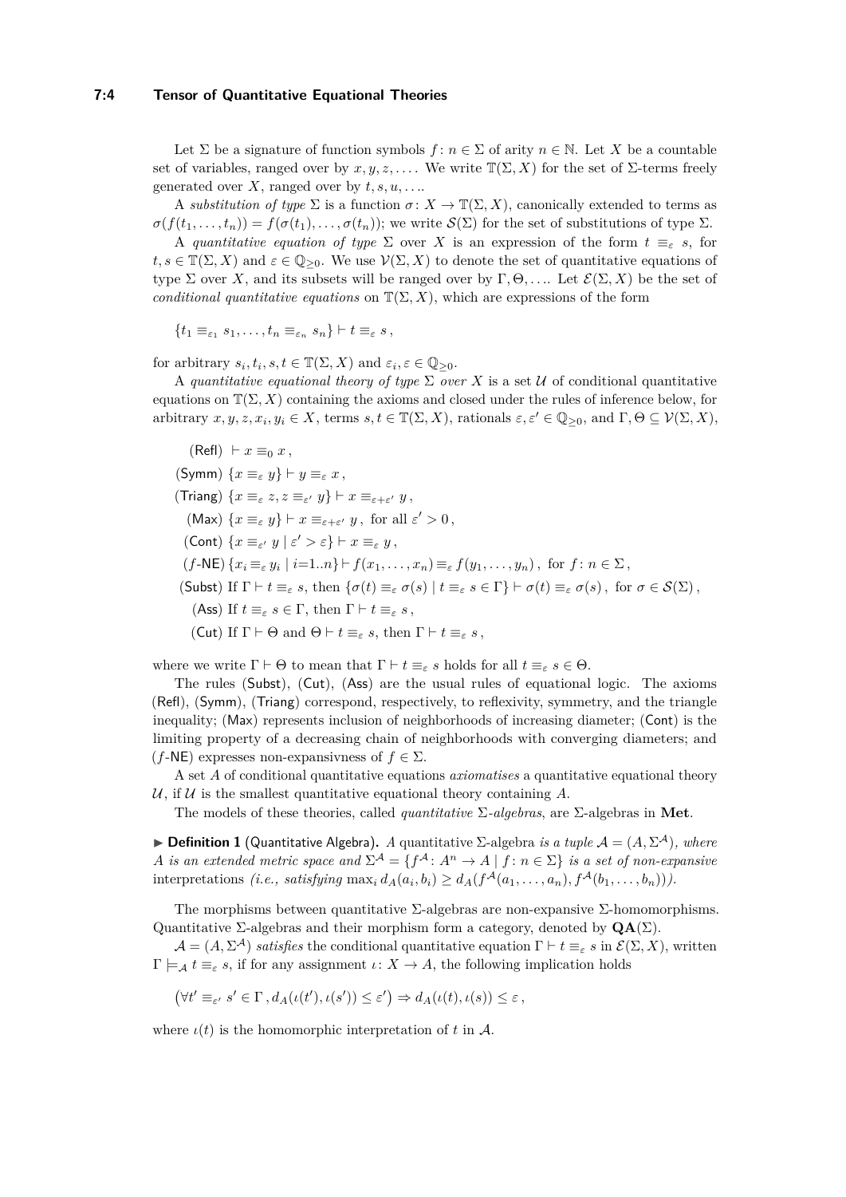Let $\Sigma$ be a signature of function symbols $f\colon n \in \Sigma$ of arity $n \in \mathbb{N}$. Let $X$ be a countable set of variables, ranged over by $x, y, z, \ldots$. We write $\mathbb{T}(\Sigma, X)$ for the set of $\Sigma$-terms freely generated over $X$, ranged over by $t, s, u, \ldots$.

A *substitution of type* $\Sigma$ is a function $\sigma\colon X \to \mathbb{T}(\Sigma, X)$, canonically extended to terms as $\sigma(f(t_1, \ldots, t_n)) = f(\sigma(t_1), \ldots, \sigma(t_n))$; we write $\mathcal{S}(\Sigma)$ for the set of substitutions of type $\Sigma$.

A *quantitative equation of type* $\Sigma$ over $X$ is an expression of the form $t \equiv_\varepsilon s$, for $t, s \in \mathbb{T}(\Sigma, X)$ and $\varepsilon \in \mathbb{Q}_{\geq 0}$. We use $\mathcal{V}(\Sigma, X)$ to denote the set of quantitative equations of type $\Sigma$ over $X$, and its subsets will be ranged over by $\Gamma, \Theta, \ldots$. Let $\mathcal{E}(\Sigma, X)$ be the set of *conditional quantitative equations* on $\mathbb{T}(\Sigma, X)$, which are expressions of the form

$$\{t_1 \equiv_{\varepsilon_1} s_1, \ldots, t_n \equiv_{\varepsilon_n} s_n\} \vdash t \equiv_\varepsilon s\,,$$

for arbitrary $s_i, t_i, s, t \in \mathbb{T}(\Sigma, X)$ and $\varepsilon_i, \varepsilon \in \mathbb{Q}_{\geq 0}$.

A *quantitative equational theory of type* $\Sigma$ *over* $X$ is a set $\mathcal{U}$ of conditional quantitative equations on $\mathbb{T}(\Sigma, X)$ containing the axioms and closed under the rules of inference below, for arbitrary $x, y, z, x_i, y_i \in X$, terms $s, t \in \mathbb{T}(\Sigma, X)$, rationals $\varepsilon, \varepsilon' \in \mathbb{Q}_{\geq 0}$, and $\Gamma, \Theta \subseteq \mathcal{V}(\Sigma, X)$,

$$
\begin{aligned}
&(\mathsf{Refl})\ \vdash x \equiv_0 x\,,\\
&(\mathsf{Symm})\ \{x \equiv_\varepsilon y\} \vdash y \equiv_\varepsilon x\,,\\
&(\mathsf{Triang})\ \{x \equiv_\varepsilon z, z \equiv_{\varepsilon'} y\} \vdash x \equiv_{\varepsilon+\varepsilon'} y\,,\\
&(\mathsf{Max})\ \{x \equiv_\varepsilon y\} \vdash x \equiv_{\varepsilon+\varepsilon'} y\,,\ \text{for all } \varepsilon' > 0\,,\\
&(\mathsf{Cont})\ \{x \equiv_{\varepsilon'} y \mid \varepsilon' > \varepsilon\} \vdash x \equiv_\varepsilon y\,,\\
&(f\text{-}\mathsf{NE})\ \{x_i \equiv_\varepsilon y_i \mid i{=}1..n\} \vdash f(x_1, \ldots, x_n) \equiv_\varepsilon f(y_1, \ldots, y_n)\,,\ \text{for } f\colon n \in \Sigma\,,\\
&(\mathsf{Subst})\ \text{If } \Gamma \vdash t \equiv_\varepsilon s, \text{ then } \{\sigma(t) \equiv_\varepsilon \sigma(s) \mid t \equiv_\varepsilon s \in \Gamma\} \vdash \sigma(t) \equiv_\varepsilon \sigma(s)\,,\ \text{for } \sigma \in \mathcal{S}(\Sigma)\,,\\
&(\mathsf{Ass})\ \text{If } t \equiv_\varepsilon s \in \Gamma, \text{ then } \Gamma \vdash t \equiv_\varepsilon s\,,\\
&(\mathsf{Cut})\ \text{If } \Gamma \vdash \Theta \text{ and } \Theta \vdash t \equiv_\varepsilon s, \text{ then } \Gamma \vdash t \equiv_\varepsilon s\,,
\end{aligned}
$$

where we write $\Gamma \vdash \Theta$ to mean that $\Gamma \vdash t \equiv_\varepsilon s$ holds for all $t \equiv_\varepsilon s \in \Theta$.

The rules ($\mathsf{Subst}$), ($\mathsf{Cut}$), ($\mathsf{Ass}$) are the usual rules of equational logic. The axioms ($\mathsf{Refl}$), ($\mathsf{Symm}$), ($\mathsf{Triang}$) correspond, respectively, to reflexivity, symmetry, and the triangle inequality; ($\mathsf{Max}$) represents inclusion of neighborhoods of increasing diameter; ($\mathsf{Cont}$) is the limiting property of a decreasing chain of neighborhoods with converging diameters; and ($f$-$\mathsf{NE}$) expresses non-expansivness of $f \in \Sigma$.

A set $A$ of conditional quantitative equations *axiomatises* a quantitative equational theory $\mathcal{U}$, if $\mathcal{U}$ is the smallest quantitative equational theory containing $A$.

The models of these theories, called *quantitative* $\Sigma$*-algebras*, are $\Sigma$-algebras in **Met**.

▶ **Definition 1** (Quantitative Algebra)**.** *A* quantitative $\Sigma$-algebra *is a tuple* $\mathcal{A} = (A, \Sigma^{\mathcal{A}})$*, where* $A$ *is an extended metric space and* $\Sigma^{\mathcal{A}} = \{f^{\mathcal{A}}\colon A^n \to A \mid f\colon n \in \Sigma\}$ *is a set of non-expansive* interpretations *(i.e., satisfying* $\max_i d_A(a_i, b_i) \geq d_A(f^{\mathcal{A}}(a_1, \ldots, a_n), f^{\mathcal{A}}(b_1, \ldots, b_n))$*).*

The morphisms between quantitative $\Sigma$-algebras are non-expansive $\Sigma$-homomorphisms. Quantitative $\Sigma$-algebras and their morphism form a category, denoted by $\mathbf{QA}(\Sigma)$.

$\mathcal{A} = (A, \Sigma^{\mathcal{A}})$ *satisfies* the conditional quantitative equation $\Gamma \vdash t \equiv_\varepsilon s$ in $\mathcal{E}(\Sigma, X)$, written $\Gamma \models_{\mathcal{A}} t \equiv_\varepsilon s$, if for any assignment $\iota\colon X \to A$, the following implication holds

$$\left(\forall t' \equiv_{\varepsilon'} s' \in \Gamma\,, d_A(\iota(t'), \iota(s')) \leq \varepsilon'\right) \Rightarrow d_A(\iota(t), \iota(s)) \leq \varepsilon\,,$$

where $\iota(t)$ is the homomorphic interpretation of $t$ in $\mathcal{A}$.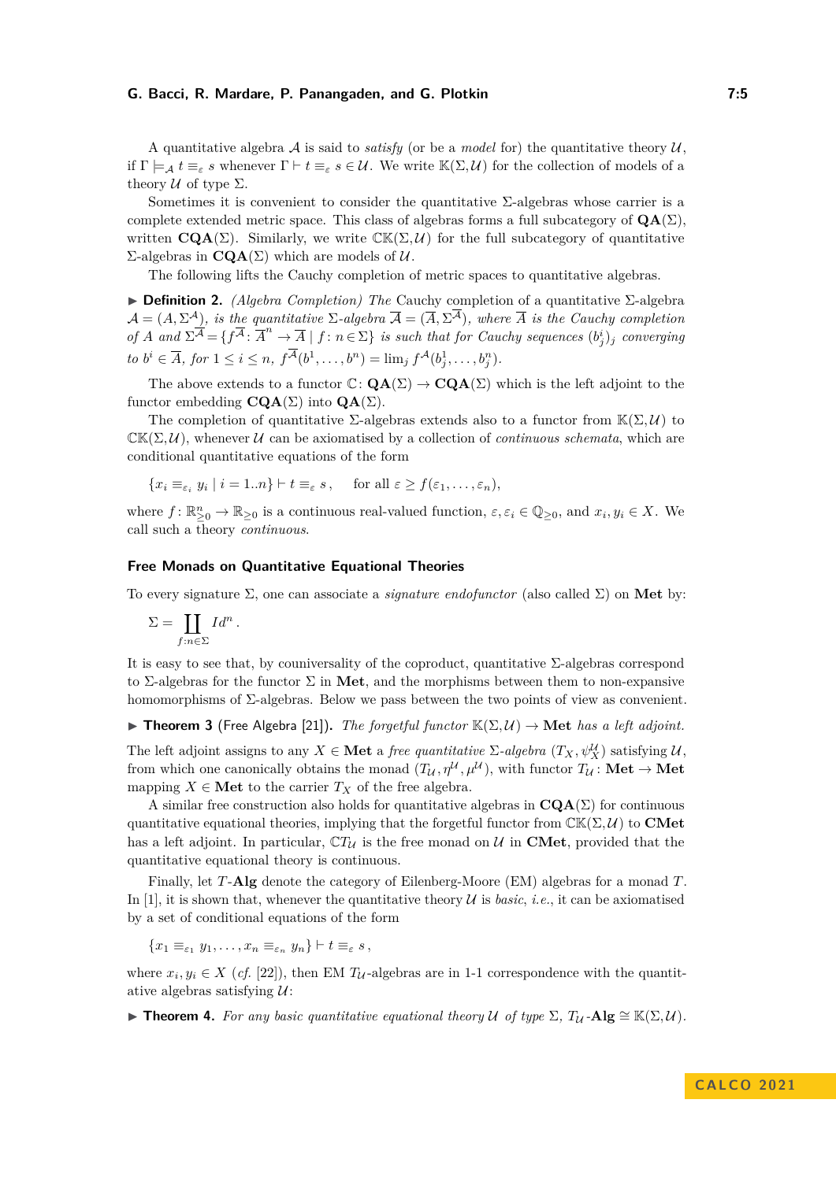A quantitative algebra $\mathcal{A}$ is said to *satisfy* (or be a *model* for) the quantitative theory $\mathcal{U}$, if $\Gamma \models_{\mathcal{A}} t \equiv_{\varepsilon} s$ whenever $\Gamma \vdash t \equiv_{\varepsilon} s \in \mathcal{U}$. We write $\mathbb{K}(\Sigma, \mathcal{U})$ for the collection of models of a theory $\mathcal{U}$ of type $\Sigma$.

Sometimes it is convenient to consider the quantitative $\Sigma$-algebras whose carrier is a complete extended metric space. This class of algebras forms a full subcategory of $\mathbf{QA}(\Sigma)$, written $\mathbf{CQA}(\Sigma)$. Similarly, we write $\mathbb{CK}(\Sigma, \mathcal{U})$ for the full subcategory of quantitative $\Sigma$-algebras in $\mathbf{CQA}(\Sigma)$ which are models of $\mathcal{U}$.

The following lifts the Cauchy completion of metric spaces to quantitative algebras.

▶ **Definition 2.** *(Algebra Completion) The* Cauchy completion *of a quantitative $\Sigma$-algebra $\mathcal{A} = (A, \Sigma^{\mathcal{A}})$, is the quantitative $\Sigma$-algebra $\overline{\mathcal{A}} = (\overline{A}, \Sigma^{\overline{\mathcal{A}}})$, where $\overline{A}$ is the Cauchy completion of $A$ and $\Sigma^{\overline{\mathcal{A}}} = \{f^{\overline{\mathcal{A}}} \colon \overline{A}^n \to \overline{A} \mid f \colon n \in \Sigma\}$ is such that for Cauchy sequences $(b^i_j)_j$ converging to $b^i \in \overline{A}$, for $1 \leq i \leq n$, $f^{\overline{\mathcal{A}}}(b^1, \dots, b^n) = \lim_j f^{\mathcal{A}}(b^1_j, \dots, b^n_j)$.*

The above extends to a functor $\mathbb{C} \colon \mathbf{QA}(\Sigma) \to \mathbf{CQA}(\Sigma)$ which is the left adjoint to the functor embedding $\mathbf{CQA}(\Sigma)$ into $\mathbf{QA}(\Sigma)$.

The completion of quantitative $\Sigma$-algebras extends also to a functor from $\mathbb{K}(\Sigma, \mathcal{U})$ to $\mathbb{CK}(\Sigma, \mathcal{U})$, whenever $\mathcal{U}$ can be axiomatised by a collection of *continuous schemata*, which are conditional quantitative equations of the form

$$\{x_i \equiv_{\varepsilon_i} y_i \mid i = 1..n\} \vdash t \equiv_{\varepsilon} s\,, \qquad \text{for all } \varepsilon \geq f(\varepsilon_1, \dots, \varepsilon_n),$$

where $f \colon \mathbb{R}^n_{\geq 0} \to \mathbb{R}_{\geq 0}$ is a continuous real-valued function, $\varepsilon, \varepsilon_i \in \mathbb{Q}_{\geq 0}$, and $x_i, y_i \in X$. We call such a theory *continuous*.

### Free Monads on Quantitative Equational Theories

To every signature $\Sigma$, one can associate a *signature endofunctor* (also called $\Sigma$) on $\mathbf{Met}$ by:

$$\Sigma = \coprod_{f : n \in \Sigma} Id^n\,.$$

It is easy to see that, by couniversality of the coproduct, quantitative $\Sigma$-algebras correspond to $\Sigma$-algebras for the functor $\Sigma$ in $\mathbf{Met}$, and the morphisms between them to non-expansive homomorphisms of $\Sigma$-algebras. Below we pass between the two points of view as convenient.

▶ **Theorem 3** (Free Algebra [21])**.** *The forgetful functor $\mathbb{K}(\Sigma, \mathcal{U}) \to \mathbf{Met}$ has a left adjoint.*

The left adjoint assigns to any $X \in \mathbf{Met}$ a *free quantitative* $\Sigma$-*algebra* $(T_X, \psi^{\mathcal{U}}_X)$ satisfying $\mathcal{U}$, from which one canonically obtains the monad $(T_{\mathcal{U}}, \eta^{\mathcal{U}}, \mu^{\mathcal{U}})$, with functor $T_{\mathcal{U}} \colon \mathbf{Met} \to \mathbf{Met}$ mapping $X \in \mathbf{Met}$ to the carrier $T_X$ of the free algebra.

A similar free construction also holds for quantitative algebras in $\mathbf{CQA}(\Sigma)$ for continuous quantitative equational theories, implying that the forgetful functor from $\mathbb{CK}(\Sigma, \mathcal{U})$ to $\mathbf{CMet}$ has a left adjoint. In particular, $\mathbb{C}T_{\mathcal{U}}$ is the free monad on $\mathcal{U}$ in $\mathbf{CMet}$, provided that the quantitative equational theory is continuous.

Finally, let $T$-$\mathbf{Alg}$ denote the category of Eilenberg-Moore (EM) algebras for a monad $T$. In [1], it is shown that, whenever the quantitative theory $\mathcal{U}$ is *basic*, *i.e.*, it can be axiomatised by a set of conditional equations of the form

$$\{x_1 \equiv_{\varepsilon_1} y_1, \dots, x_n \equiv_{\varepsilon_n} y_n\} \vdash t \equiv_{\varepsilon} s\,,$$

where $x_i, y_i \in X$ (*cf.* [22]), then EM $T_{\mathcal{U}}$-algebras are in 1-1 correspondence with the quantitative algebras satisfying $\mathcal{U}$:

▶ **Theorem 4.** *For any basic quantitative equational theory $\mathcal{U}$ of type $\Sigma$, $T_{\mathcal{U}}$-$\mathbf{Alg} \cong \mathbb{K}(\Sigma, \mathcal{U})$.*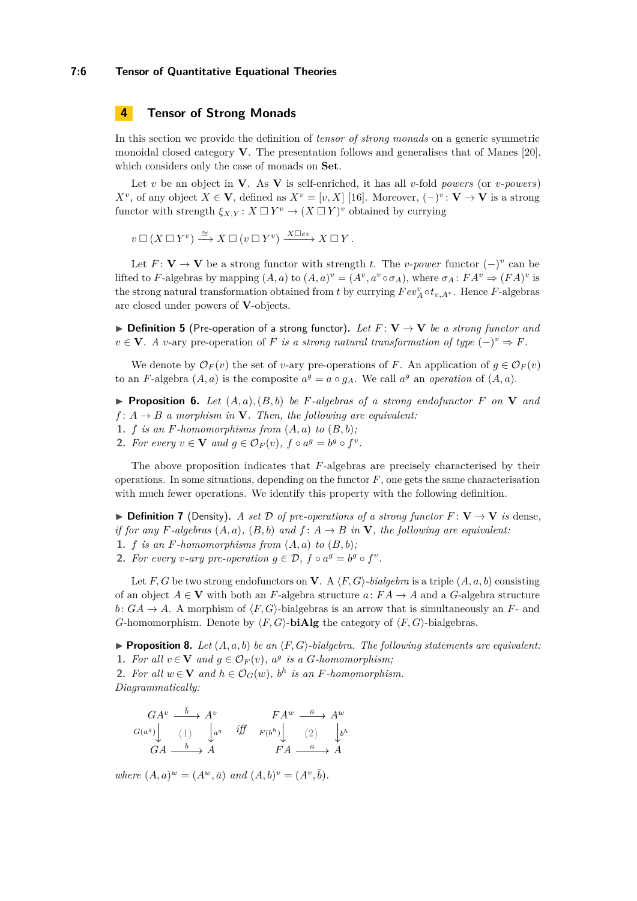## 4 Tensor of Strong Monads

In this section we provide the definition of *tensor of strong monads* on a generic symmetric monoidal closed category $\mathbf{V}$. The presentation follows and generalises that of Manes [20], which considers only the case of monads on $\mathbf{Set}$.

Let $v$ be an object in $\mathbf{V}$. As $\mathbf{V}$ is self-enriched, it has all $v$-fold *powers* (or $v$-*powers*) $X^v$, of any object $X \in \mathbf{V}$, defined as $X^v = [v, X]$ [16]. Moreover, $(-)^v \colon \mathbf{V} \to \mathbf{V}$ is a strong functor with strength $\xi_{X,Y} \colon X \,\Box\, Y^v \to (X \,\Box\, Y)^v$ obtained by currying

$$v \,\Box\, (X \,\Box\, Y^v) \xrightarrow{\cong} X \,\Box\, (v \,\Box\, Y^v) \xrightarrow{X \Box ev} X \,\Box\, Y \,.$$

Let $F \colon \mathbf{V} \to \mathbf{V}$ be a strong functor with strength $t$. The $v$-*power* functor $(-)^v$ can be lifted to $F$-algebras by mapping $(A, a)$ to $(A, a)^v = (A^v, a^v \circ \sigma_A)$, where $\sigma_A \colon FA^v \Rightarrow (FA)^v$ is the strong natural transformation obtained from $t$ by currying $Fev^v_A \circ t_{v,A^v}$. Hence $F$-algebras are closed under powers of $\mathbf{V}$-objects.

▶ **Definition 5** (Pre-operation of a strong functor). *Let $F \colon \mathbf{V} \to \mathbf{V}$ be a strong functor and $v \in \mathbf{V}$. A $v$-ary pre-operation of $F$ is a strong natural transformation of type $(-)^v \Rightarrow F$.*

We denote by $\mathcal{O}_F(v)$ the set of $v$-ary pre-operations of $F$. An application of $g \in \mathcal{O}_F(v)$ to an $F$-algebra $(A, a)$ is the composite $a^g = a \circ g_A$. We call $a^g$ an *operation* of $(A, a)$.

▶ **Proposition 6.** *Let $(A, a), (B, b)$ be $F$-algebras of a strong endofunctor $F$ on $\mathbf{V}$ and $f \colon A \to B$ a morphism in $\mathbf{V}$. Then, the following are equivalent:*

1. *$f$ is an $F$-homomorphisms from $(A, a)$ to $(B, b)$;*
2. *For every $v \in \mathbf{V}$ and $g \in \mathcal{O}_F(v)$, $f \circ a^g = b^g \circ f^v$.*

The above proposition indicates that $F$-algebras are precisely characterised by their operations. In some situations, depending on the functor $F$, one gets the same characterisation with much fewer operations. We identify this property with the following definition.

▶ **Definition 7** (Density). *A set $\mathcal{D}$ of pre-operations of a strong functor $F \colon \mathbf{V} \to \mathbf{V}$ is* dense*, if for any $F$-algebras $(A, a)$, $(B, b)$ and $f \colon A \to B$ in $\mathbf{V}$, the following are equivalent:*

1. *$f$ is an $F$-homomorphisms from $(A, a)$ to $(B, b)$;*
2. *For every $v$-ary pre-operation $g \in \mathcal{D}$, $f \circ a^g = b^g \circ f^v$.*

Let $F, G$ be two strong endofunctors on $\mathbf{V}$. A $\langle F, G\rangle$-*bialgebra* is a triple $(A, a, b)$ consisting of an object $A \in \mathbf{V}$ with both an $F$-algebra structure $a \colon FA \to A$ and a $G$-algebra structure $b \colon GA \to A$. A morphism of $\langle F, G\rangle$-bialgebras is an arrow that is simultaneously an $F$- and $G$-homomorphism. Denote by $\langle F, G\rangle$-$\mathbf{biAlg}$ the category of $\langle F, G\rangle$-bialgebras.

▶ **Proposition 8.** *Let $(A, a, b)$ be an $\langle F, G\rangle$-bialgebra. The following statements are equivalent:*

1. *For all $v \in \mathbf{V}$ and $g \in \mathcal{O}_F(v)$, $a^g$ is a $G$-homomorphism;*
2. *For all $w \in \mathbf{V}$ and $h \in \mathcal{O}_G(w)$, $b^h$ is an $F$-homomorphism.*

*Diagrammatically:*

$$\begin{array}{ccc} GA^v & \xrightarrow{\bar{b}} & A^v \\ {\scriptstyle G(a^g)}\downarrow & (1) & \downarrow{\scriptstyle a^g} \\ GA & \xrightarrow{b} & A \end{array} \qquad \text{iff} \qquad \begin{array}{ccc} FA^w & \xrightarrow{\bar{a}} & A^w \\ {\scriptstyle F(b^h)}\downarrow & (2) & \downarrow{\scriptstyle b^h} \\ FA & \xrightarrow{a} & A \end{array}$$

*where $(A, a)^w = (A^w, \bar{a})$ and $(A, b)^v = (A^v, \bar{b})$.*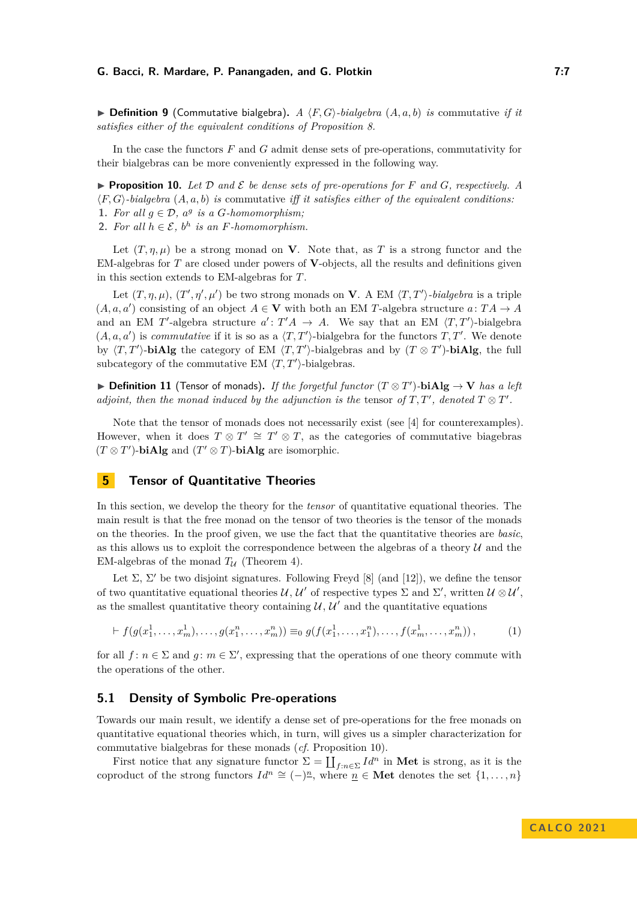▶ **Definition 9** (Commutative bialgebra)**.** *A $\langle F, G\rangle$-bialgebra $(A, a, b)$ is* commutative *if it satisfies either of the equivalent conditions of Proposition 8.*

In the case the functors $F$ and $G$ admit dense sets of pre-operations, commutativity for their bialgebras can be more conveniently expressed in the following way.

▶ **Proposition 10.** *Let $\mathcal{D}$ and $\mathcal{E}$ be dense sets of pre-operations for $F$ and $G$, respectively. A $\langle F, G\rangle$-bialgebra $(A, a, b)$ is commutative iff it satisfies either of the equivalent conditions:*

1. *For all $g \in \mathcal{D}$, $a^g$ is a $G$-homomorphism;*
2. *For all $h \in \mathcal{E}$, $b^h$ is an $F$-homomorphism.*

Let $(T, \eta, \mu)$ be a strong monad on $\mathbf{V}$. Note that, as $T$ is a strong functor and the EM-algebras for $T$ are closed under powers of $\mathbf{V}$-objects, all the results and definitions given in this section extends to EM-algebras for $T$.

Let $(T, \eta, \mu)$, $(T', \eta', \mu')$ be two strong monads on $\mathbf{V}$. A EM $\langle T, T'\rangle$*-bialgebra* is a triple $(A, a, a')$ consisting of an object $A \in \mathbf{V}$ with both an EM $T$-algebra structure $a\colon TA \to A$ and an EM $T'$-algebra structure $a'\colon T'A \to A$. We say that an EM $\langle T, T'\rangle$-bialgebra $(A, a, a')$ is *commutative* if it is so as a $\langle T, T'\rangle$-bialgebra for the functors $T, T'$. We denote by $\langle T, T'\rangle$-**biAlg** the category of EM $\langle T, T'\rangle$-bialgebras and by $(T \otimes T')$-**biAlg**, the full subcategory of the commutative EM $\langle T, T'\rangle$-bialgebras.

▶ **Definition 11** (Tensor of monads)**.** *If the forgetful functor $(T \otimes T')$-**biAlg** $\to \mathbf{V}$ has a left adjoint, then the monad induced by the adjunction is the* tensor *of $T, T'$, denoted $T \otimes T'$.*

Note that the tensor of monads does not necessarily exist (see [4] for counterexamples). However, when it does $T \otimes T' \cong T' \otimes T$, as the categories of commutative biagebras $(T \otimes T')$-**biAlg** and $(T' \otimes T)$-**biAlg** are isomorphic.

## 5 Tensor of Quantitative Theories

In this section, we develop the theory for the *tensor* of quantitative equational theories. The main result is that the free monad on the tensor of two theories is the tensor of the monads on the theories. In the proof given, we use the fact that the quantitative theories are *basic*, as this allows us to exploit the correspondence between the algebras of a theory $\mathcal{U}$ and the EM-algebras of the monad $T_{\mathcal{U}}$ (Theorem 4).

Let $\Sigma$, $\Sigma'$ be two disjoint signatures. Following Freyd [8] (and [12]), we define the tensor of two quantitative equational theories $\mathcal{U}, \mathcal{U}'$ of respective types $\Sigma$ and $\Sigma'$, written $\mathcal{U} \otimes \mathcal{U}'$, as the smallest quantitative theory containing $\mathcal{U}, \mathcal{U}'$ and the quantitative equations

$$\vdash f(g(x^1_1, \dots, x^1_m), \dots, g(x^n_1, \dots, x^n_m)) \equiv_0 g(f(x^1_1, \dots, x^n_1), \dots, f(x^1_m, \dots, x^n_m))\,, \tag{1}$$

for all $f\colon n \in \Sigma$ and $g\colon m \in \Sigma'$, expressing that the operations of one theory commute with the operations of the other.

### 5.1 Density of Symbolic Pre-operations

Towards our main result, we identify a dense set of pre-operations for the free monads on quantitative equational theories which, in turn, will gives us a simpler characterization for commutative bialgebras for these monads (*cf.* Proposition 10).

First notice that any signature functor $\Sigma = \coprod_{f : n \in \Sigma} Id^n$ in **Met** is strong, as it is the coproduct of the strong functors $Id^n \cong (-)^{\underline{n}}$, where $\underline{n} \in$ **Met** denotes the set $\{1, \dots, n\}$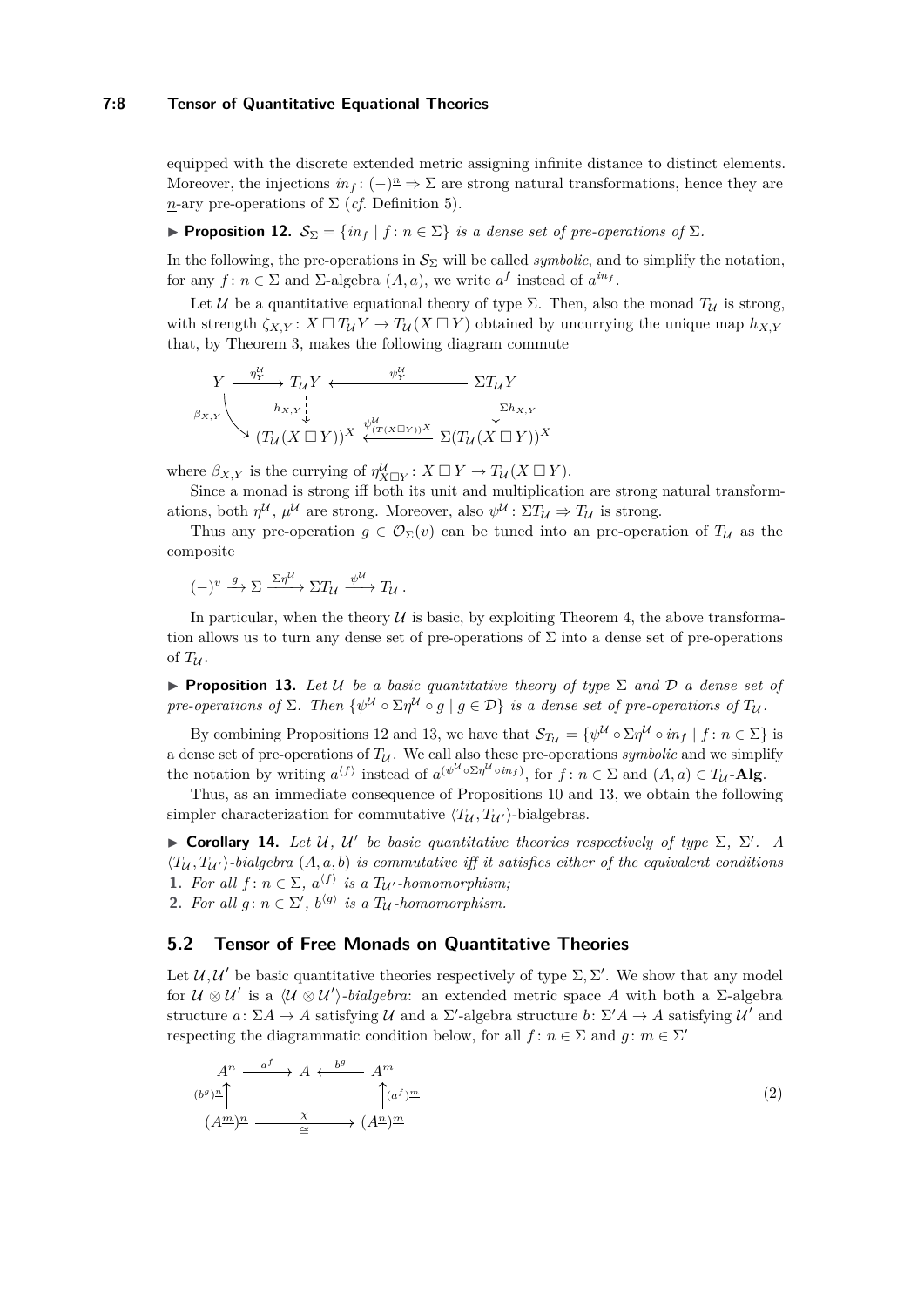equipped with the discrete extended metric assigning infinite distance to distinct elements. Moreover, the injections $in_f : (-)^{\underline{n}} \Rightarrow \Sigma$ are strong natural transformations, hence they are $\underline{n}$-ary pre-operations of $\Sigma$ (*cf.* Definition 5).

▶ **Proposition 12.** *$\mathcal{S}_\Sigma = \{in_f \mid f : n \in \Sigma\}$ is a dense set of pre-operations of $\Sigma$.*

In the following, the pre-operations in $\mathcal{S}_\Sigma$ will be called *symbolic*, and to simplify the notation, for any $f : n \in \Sigma$ and $\Sigma$-algebra $(A, a)$, we write $a^f$ instead of $a^{in_f}$.

Let $\mathcal{U}$ be a quantitative equational theory of type $\Sigma$. Then, also the monad $T_\mathcal{U}$ is strong, with strength $\zeta_{X,Y} : X \,\square\, T_\mathcal{U} Y \to T_\mathcal{U}(X \,\square\, Y)$ obtained by uncurrying the unique map $h_{X,Y}$ that, by Theorem 3, makes the following diagram commute

$$\begin{array}{ccccc}
Y & \xrightarrow{\eta^{\mathcal{U}}_Y} & T_\mathcal{U} Y & \xleftarrow{\psi^{\mathcal{U}}_Y} & \Sigma T_\mathcal{U} Y \\
& \searrow^{\beta_{X,Y}} & \downarrow{\scriptstyle h_{X,Y}} & & \downarrow{\scriptstyle \Sigma h_{X,Y}} \\
& & (T_\mathcal{U}(X \,\square\, Y))^X & \xleftarrow{\psi^{\mathcal{U}}_{(T(X\square Y))^X}} & \Sigma (T_\mathcal{U}(X \,\square\, Y))^X
\end{array}$$

where $\beta_{X,Y}$ is the currying of $\eta^{\mathcal{U}}_{X\square Y} : X \,\square\, Y \to T_\mathcal{U}(X \,\square\, Y)$.

Since a monad is strong iff both its unit and multiplication are strong natural transformations, both $\eta^\mathcal{U}$, $\mu^\mathcal{U}$ are strong. Moreover, also $\psi^\mathcal{U} : \Sigma T_\mathcal{U} \Rightarrow T_\mathcal{U}$ is strong.

Thus any pre-operation $g \in \mathcal{O}_\Sigma(v)$ can be tuned into an pre-operation of $T_\mathcal{U}$ as the composite

$$(-)^v \xrightarrow{g} \Sigma \xrightarrow{\Sigma\eta^\mathcal{U}} \Sigma T_\mathcal{U} \xrightarrow{\psi^\mathcal{U}} T_\mathcal{U} \,.$$

In particular, when the theory $\mathcal{U}$ is basic, by exploiting Theorem 4, the above transformation allows us to turn any dense set of pre-operations of $\Sigma$ into a dense set of pre-operations of $T_\mathcal{U}$.

▶ **Proposition 13.** *Let $\mathcal{U}$ be a basic quantitative theory of type $\Sigma$ and $\mathcal{D}$ a dense set of pre-operations of $\Sigma$. Then $\{\psi^\mathcal{U} \circ \Sigma\eta^\mathcal{U} \circ g \mid g \in \mathcal{D}\}$ is a dense set of pre-operations of $T_\mathcal{U}$.*

By combining Propositions 12 and 13, we have that $\mathcal{S}_{T_\mathcal{U}} = \{\psi^\mathcal{U} \circ \Sigma\eta^\mathcal{U} \circ in_f \mid f : n \in \Sigma\}$ is a dense set of pre-operations of $T_\mathcal{U}$. We call also these pre-operations *symbolic* and we simplify the notation by writing $a^{\langle f \rangle}$ instead of $a^{(\psi^\mathcal{U} \circ \Sigma\eta^\mathcal{U} \circ in_f)}$, for $f : n \in \Sigma$ and $(A, a) \in T_\mathcal{U}$-$\mathbf{Alg}$.

Thus, as an immediate consequence of Propositions 10 and 13, we obtain the following simpler characterization for commutative $\langle T_\mathcal{U}, T_{\mathcal{U}'} \rangle$-bialgebras.

▶ **Corollary 14.** *Let $\mathcal{U}$, $\mathcal{U}'$ be basic quantitative theories respectively of type $\Sigma$, $\Sigma'$. A $\langle T_\mathcal{U}, T_{\mathcal{U}'} \rangle$-bialgebra $(A, a, b)$ is commutative iff it satisfies either of the equivalent conditions*

1. *For all $f : n \in \Sigma$, $a^{\langle f \rangle}$ is a $T_{\mathcal{U}'}$-homomorphism;*
2. *For all $g : n \in \Sigma'$, $b^{\langle g \rangle}$ is a $T_\mathcal{U}$-homomorphism.*

## 5.2 Tensor of Free Monads on Quantitative Theories

Let $\mathcal{U}, \mathcal{U}'$ be basic quantitative theories respectively of type $\Sigma, \Sigma'$. We show that any model for $\mathcal{U} \otimes \mathcal{U}'$ is a $\langle \mathcal{U} \otimes \mathcal{U}' \rangle$-*bialgebra*: an extended metric space $A$ with both a $\Sigma$-algebra structure $a : \Sigma A \to A$ satisfying $\mathcal{U}$ and a $\Sigma'$-algebra structure $b : \Sigma' A \to A$ satisfying $\mathcal{U}'$ and respecting the diagrammatic condition below, for all $f : n \in \Sigma$ and $g : m \in \Sigma'$

$$\begin{array}{ccccc}
A^{\underline{n}} & \xrightarrow{a^f} & A & \xleftarrow{b^g} & A^{\underline{m}} \\
\uparrow{\scriptstyle (b^g)^{\underline{n}}} & & & & \uparrow{\scriptstyle (a^f)^{\underline{m}}} \\
(A^{\underline{m}})^{\underline{n}} & & \xrightarrow[\cong]{\chi} & & (A^{\underline{n}})^{\underline{m}}
\end{array} \tag{2}$$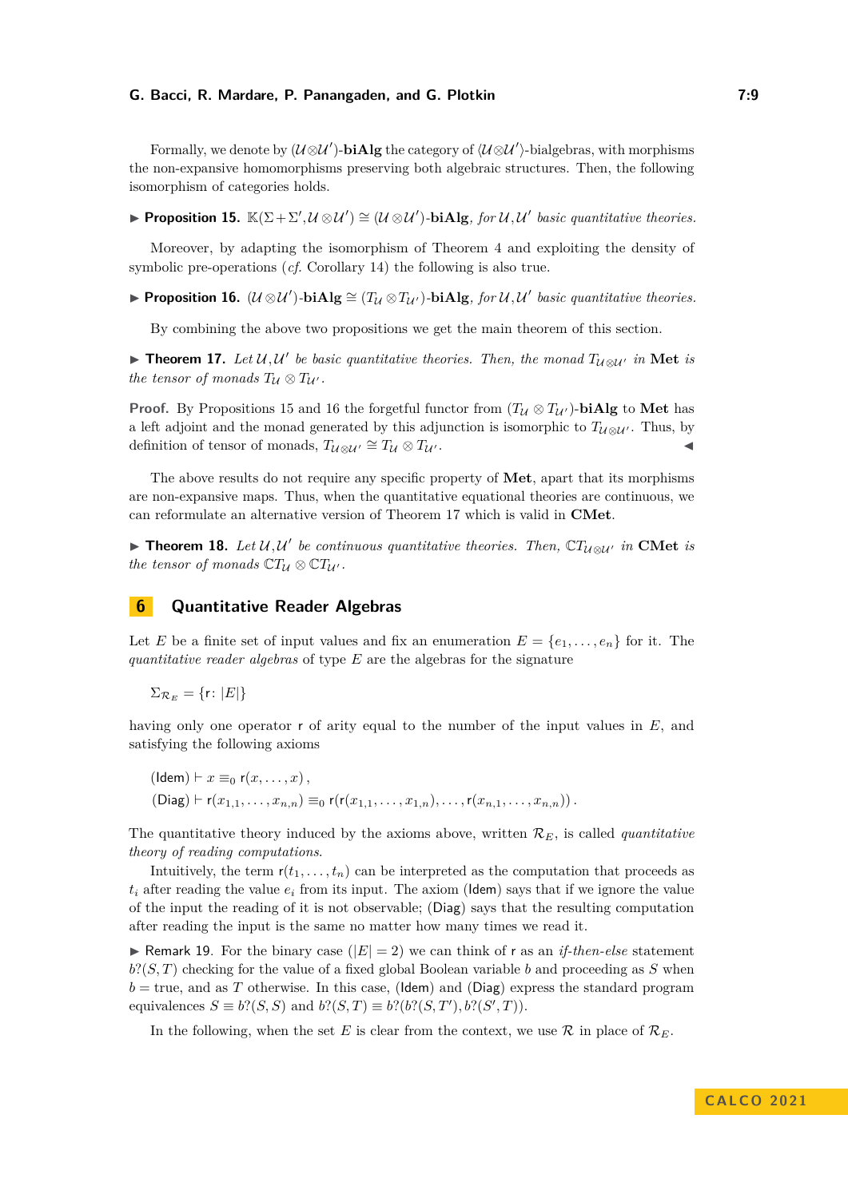Formally, we denote by $(\mathcal{U}\otimes\mathcal{U}')$-**biAlg** the category of $\langle\mathcal{U}\otimes\mathcal{U}'\rangle$-bialgebras, with morphisms the non-expansive homomorphisms preserving both algebraic structures. Then, the following isomorphism of categories holds.

▶ **Proposition 15.** $\mathbb{K}(\Sigma+\Sigma',\mathcal{U}\otimes\mathcal{U}') \cong (\mathcal{U}\otimes\mathcal{U}')$-**biAlg**, *for* $\mathcal{U},\mathcal{U}'$ *basic quantitative theories.*

Moreover, by adapting the isomorphism of Theorem 4 and exploiting the density of symbolic pre-operations (*cf.* Corollary 14) the following is also true.

▶ **Proposition 16.** $(\mathcal{U}\otimes\mathcal{U}')$-**biAlg** $\cong (T_{\mathcal{U}}\otimes T_{\mathcal{U}'})$-**biAlg**, *for* $\mathcal{U},\mathcal{U}'$ *basic quantitative theories.*

By combining the above two propositions we get the main theorem of this section.

▶ **Theorem 17.** *Let* $\mathcal{U},\mathcal{U}'$ *be basic quantitative theories. Then, the monad* $T_{\mathcal{U}\otimes\mathcal{U}'}$ *in* **Met** *is the tensor of monads* $T_{\mathcal{U}}\otimes T_{\mathcal{U}'}$.

**Proof.** By Propositions 15 and 16 the forgetful functor from $(T_{\mathcal{U}}\otimes T_{\mathcal{U}'})$-**biAlg** to **Met** has a left adjoint and the monad generated by this adjunction is isomorphic to $T_{\mathcal{U}\otimes\mathcal{U}'}$. Thus, by definition of tensor of monads, $T_{\mathcal{U}\otimes\mathcal{U}'}\cong T_{\mathcal{U}}\otimes T_{\mathcal{U}'}$. ◀

The above results do not require any specific property of **Met**, apart that its morphisms are non-expansive maps. Thus, when the quantitative equational theories are continuous, we can reformulate an alternative version of Theorem 17 which is valid in **CMet**.

▶ **Theorem 18.** *Let* $\mathcal{U},\mathcal{U}'$ *be continuous quantitative theories. Then,* $\mathbb{C}T_{\mathcal{U}\otimes\mathcal{U}'}$ *in* **CMet** *is the tensor of monads* $\mathbb{C}T_{\mathcal{U}}\otimes\mathbb{C}T_{\mathcal{U}'}$.

## 6 Quantitative Reader Algebras

Let $E$ be a finite set of input values and fix an enumeration $E=\{e_1,\dots,e_n\}$ for it. The *quantitative reader algebras* of type $E$ are the algebras for the signature

$$\Sigma_{\mathcal{R}_E}=\{\mathsf{r}\colon |E|\}$$

having only one operator $\mathsf{r}$ of arity equal to the number of the input values in $E$, and satisfying the following axioms

$$(\mathsf{Idem}) \vdash x \equiv_0 \mathsf{r}(x,\dots,x)\,,$$
$$(\mathsf{Diag}) \vdash \mathsf{r}(x_{1,1},\dots,x_{n,n}) \equiv_0 \mathsf{r}(\mathsf{r}(x_{1,1},\dots,x_{1,n}),\dots,\mathsf{r}(x_{n,1},\dots,x_{n,n}))\,.$$

The quantitative theory induced by the axioms above, written $\mathcal{R}_E$, is called *quantitative theory of reading computations.*

Intuitively, the term $\mathsf{r}(t_1,\dots,t_n)$ can be interpreted as the computation that proceeds as $t_i$ after reading the value $e_i$ from its input. The axiom ($\mathsf{Idem}$) says that if we ignore the value of the input the reading of it is not observable; ($\mathsf{Diag}$) says that the resulting computation after reading the input is the same no matter how many times we read it.

▶ Remark 19. For the binary case ($|E|=2$) we can think of $\mathsf{r}$ as an *if-then-else* statement $b?(S,T)$ checking for the value of a fixed global Boolean variable $b$ and proceeding as $S$ when $b=$ true, and as $T$ otherwise. In this case, ($\mathsf{Idem}$) and ($\mathsf{Diag}$) express the standard program equivalences $S\equiv b?(S,S)$ and $b?(S,T)\equiv b?(b?(S,T'),b?(S',T))$.

In the following, when the set $E$ is clear from the context, we use $\mathcal{R}$ in place of $\mathcal{R}_E$.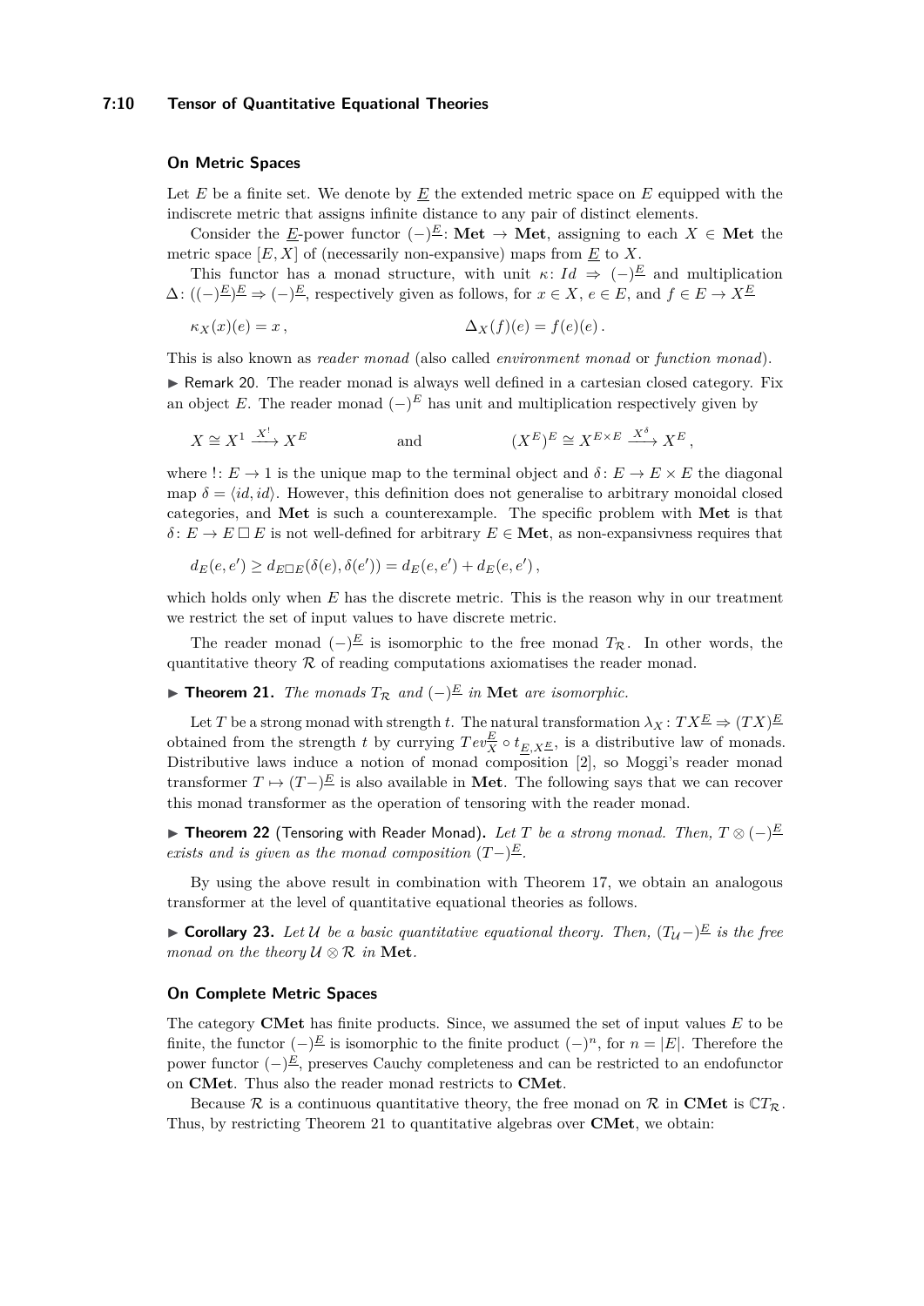### On Metric Spaces

Let $E$ be a finite set. We denote by $\underline{E}$ the extended metric space on $E$ equipped with the indiscrete metric that assigns infinite distance to any pair of distinct elements.

Consider the $\underline{E}$-power functor $(-)^{\underline{E}} \colon \mathbf{Met} \to \mathbf{Met}$, assigning to each $X \in \mathbf{Met}$ the metric space $[E, X]$ of (necessarily non-expansive) maps from $\underline{E}$ to $X$.

This functor has a monad structure, with unit $\kappa \colon Id \Rightarrow (-)^{\underline{E}}$ and multiplication $\Delta \colon ((-)^{\underline{E}})^{\underline{E}} \Rightarrow (-)^{\underline{E}}$, respectively given as follows, for $x \in X$, $e \in E$, and $f \in E \to X^{\underline{E}}$

$$\kappa_X(x)(e) = x\,, \qquad\qquad \Delta_X(f)(e) = f(e)(e)\,.$$

This is also known as *reader monad* (also called *environment monad* or *function monad*).

▶ Remark 20. The reader monad is always well defined in a cartesian closed category. Fix an object $E$. The reader monad $(-)^E$ has unit and multiplication respectively given by

$$X \cong X^1 \xrightarrow{X^!} X^E \qquad \text{and} \qquad (X^E)^E \cong X^{E\times E} \xrightarrow{X^\delta} X^E\,,$$

where $! \colon E \to 1$ is the unique map to the terminal object and $\delta \colon E \to E \times E$ the diagonal map $\delta = \langle id, id\rangle$. However, this definition does not generalise to arbitrary monoidal closed categories, and $\mathbf{Met}$ is such a counterexample. The specific problem with $\mathbf{Met}$ is that $\delta \colon E \to E \,\square\, E$ is not well-defined for arbitrary $E \in \mathbf{Met}$, as non-expansivness requires that

$$d_E(e, e') \geq d_{E\square E}(\delta(e), \delta(e')) = d_E(e, e') + d_E(e, e')\,,$$

which holds only when $E$ has the discrete metric. This is the reason why in our treatment we restrict the set of input values to have discrete metric.

The reader monad $(-)^{\underline{E}}$ is isomorphic to the free monad $T_{\mathcal{R}}$. In other words, the quantitative theory $\mathcal{R}$ of reading computations axiomatises the reader monad.

▶ **Theorem 21.** *The monads $T_{\mathcal{R}}$ and $(-)^{\underline{E}}$ in $\mathbf{Met}$ are isomorphic.*

Let $T$ be a strong monad with strength $t$. The natural transformation $\lambda_X \colon TX^{\underline{E}} \Rightarrow (TX)^{\underline{E}}$ obtained from the strength $t$ by currying $Tev^{\underline{E}}_X \circ t_{\underline{E},X^{\underline{E}}}$, is a distributive law of monads. Distributive laws induce a notion of monad composition [2], so Moggi's reader monad transformer $T \mapsto (T-)^{\underline{E}}$ is also available in $\mathbf{Met}$. The following says that we can recover this monad transformer as the operation of tensoring with the reader monad.

▶ **Theorem 22** (Tensoring with Reader Monad). *Let $T$ be a strong monad. Then, $T \otimes (-)^{\underline{E}}$ exists and is given as the monad composition $(T-)^{\underline{E}}$.*

By using the above result in combination with Theorem 17, we obtain an analogous transformer at the level of quantitative equational theories as follows.

▶ **Corollary 23.** *Let $\mathcal{U}$ be a basic quantitative equational theory. Then, $(T_{\mathcal{U}}-)^{\underline{E}}$ is the free monad on the theory $\mathcal{U} \otimes \mathcal{R}$ in $\mathbf{Met}$.*

### On Complete Metric Spaces

The category $\mathbf{CMet}$ has finite products. Since, we assumed the set of input values $E$ to be finite, the functor $(-)^{\underline{E}}$ is isomorphic to the finite product $(-)^n$, for $n = |E|$. Therefore the power functor $(-)^{\underline{E}}$, preserves Cauchy completeness and can be restricted to an endofunctor on $\mathbf{CMet}$. Thus also the reader monad restricts to $\mathbf{CMet}$.

Because $\mathcal{R}$ is a continuous quantitative theory, the free monad on $\mathcal{R}$ in $\mathbf{CMet}$ is $\mathbb{C}T_{\mathcal{R}}$. Thus, by restricting Theorem 21 to quantitative algebras over $\mathbf{CMet}$, we obtain: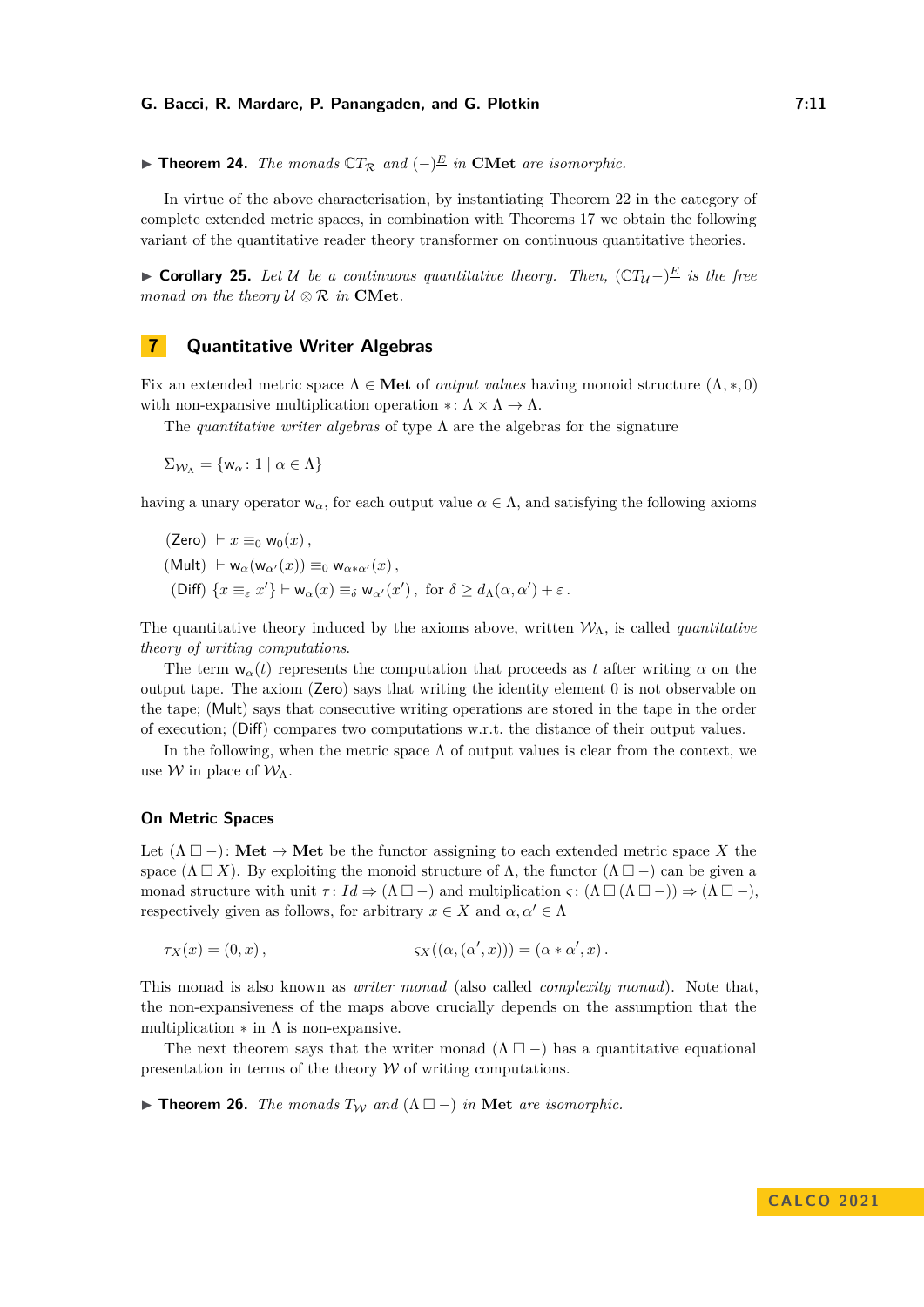▶ **Theorem 24.** *The monads $\mathbb{C}T_{\mathcal{R}}$ and $(-)^{\underline{E}}$ in* **CMet** *are isomorphic.*

In virtue of the above characterisation, by instantiating Theorem 22 in the category of complete extended metric spaces, in combination with Theorems 17 we obtain the following variant of the quantitative reader theory transformer on continuous quantitative theories.

▶ **Corollary 25.** *Let $\mathcal{U}$ be a continuous quantitative theory. Then, $(\mathbb{C}T_{\mathcal{U}}-)^{\underline{E}}$ is the free monad on the theory $\mathcal{U} \otimes \mathcal{R}$ in* **CMet**.

## 7 Quantitative Writer Algebras

Fix an extended metric space $\Lambda \in \mathbf{Met}$ of *output values* having monoid structure $(\Lambda, *, 0)$ with non-expansive multiplication operation $*\colon \Lambda \times \Lambda \to \Lambda$.

The *quantitative writer algebras* of type $\Lambda$ are the algebras for the signature

$$\Sigma_{\mathcal{W}_\Lambda} = \{\mathsf{w}_\alpha \colon 1 \mid \alpha \in \Lambda\}$$

having a unary operator $\mathsf{w}_\alpha$, for each output value $\alpha \in \Lambda$, and satisfying the following axioms

$$
\begin{aligned}
&(\mathsf{Zero}) \;\; \vdash x \equiv_0 \mathsf{w}_0(x)\,,\\
&(\mathsf{Mult}) \;\; \vdash \mathsf{w}_\alpha(\mathsf{w}_{\alpha'}(x)) \equiv_0 \mathsf{w}_{\alpha * \alpha'}(x)\,,\\
&(\mathsf{Diff}) \;\; \{x \equiv_\varepsilon x'\} \vdash \mathsf{w}_\alpha(x) \equiv_\delta \mathsf{w}_{\alpha'}(x')\,, \text{ for } \delta \geq d_\Lambda(\alpha, \alpha') + \varepsilon\,.
\end{aligned}
$$

The quantitative theory induced by the axioms above, written $\mathcal{W}_\Lambda$, is called *quantitative theory of writing computations*.

The term $\mathsf{w}_\alpha(t)$ represents the computation that proceeds as $t$ after writing $\alpha$ on the output tape. The axiom (Zero) says that writing the identity element 0 is not observable on the tape; (Mult) says that consecutive writing operations are stored in the tape in the order of execution; (Diff) compares two computations w.r.t. the distance of their output values.

In the following, when the metric space $\Lambda$ of output values is clear from the context, we use $\mathcal{W}$ in place of $\mathcal{W}_\Lambda$.

### On Metric Spaces

Let $(\Lambda \,\square\, -)\colon \mathbf{Met} \to \mathbf{Met}$ be the functor assigning to each extended metric space $X$ the space $(\Lambda \,\square\, X)$. By exploiting the monoid structure of $\Lambda$, the functor $(\Lambda \,\square\, -)$ can be given a monad structure with unit $\tau\colon Id \Rightarrow (\Lambda \,\square\, -)$ and multiplication $\varsigma\colon (\Lambda \,\square\, (\Lambda \,\square\, -)) \Rightarrow (\Lambda \,\square\, -)$, respectively given as follows, for arbitrary $x \in X$ and $\alpha, \alpha' \in \Lambda$

$$\tau_X(x) = (0, x)\,, \qquad\qquad \varsigma_X((\alpha, (\alpha', x))) = (\alpha * \alpha', x)\,.$$

This monad is also known as *writer monad* (also called *complexity monad*). Note that, the non-expansiveness of the maps above crucially depends on the assumption that the multiplication $*$ in $\Lambda$ is non-expansive.

The next theorem says that the writer monad $(\Lambda \,\square\, -)$ has a quantitative equational presentation in terms of the theory $\mathcal{W}$ of writing computations.

▶ **Theorem 26.** *The monads $T_{\mathcal{W}}$ and $(\Lambda \,\square\, -)$ in* **Met** *are isomorphic.*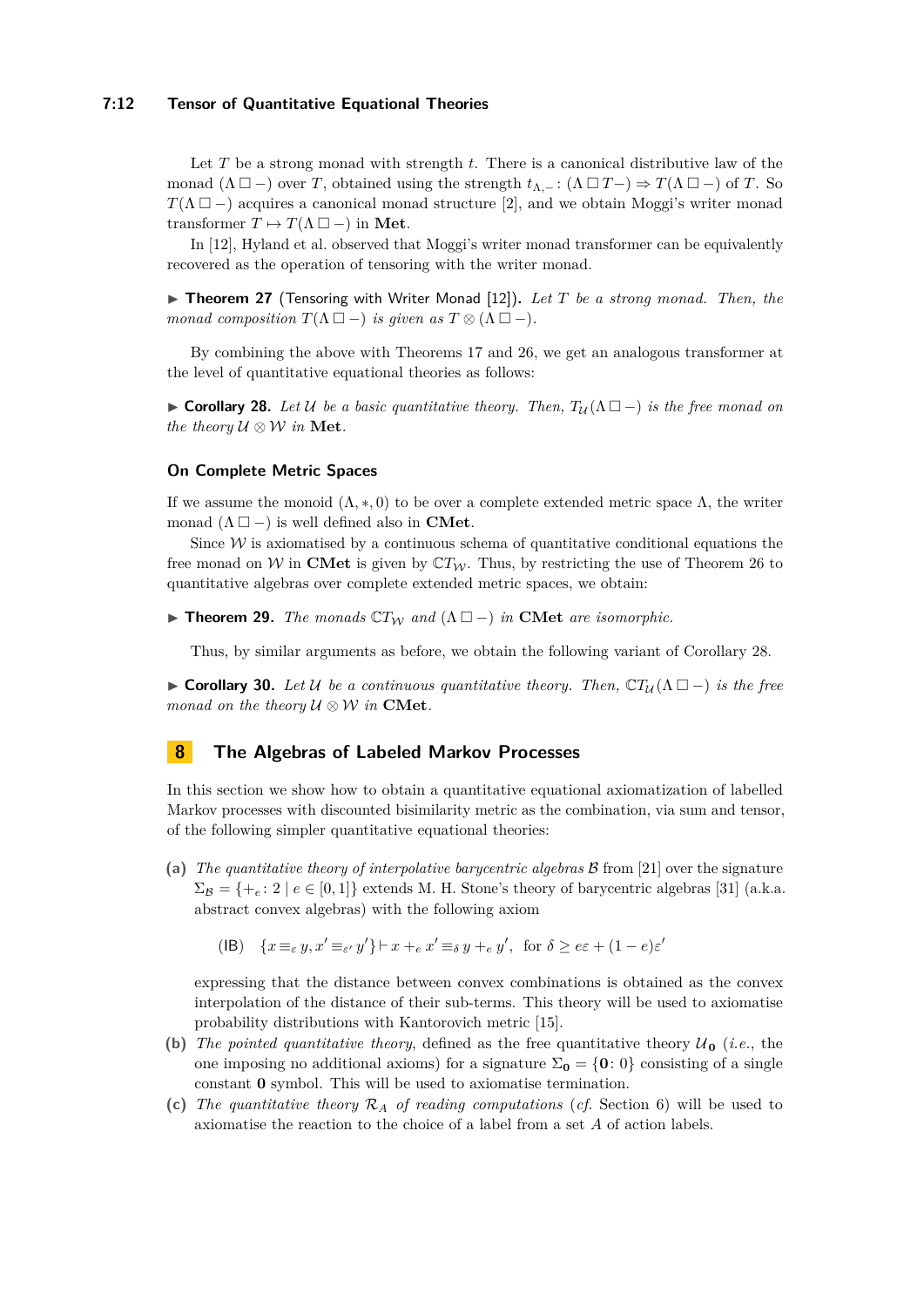Let $T$ be a strong monad with strength $t$. There is a canonical distributive law of the monad $(\Lambda \,\square\, -)$ over $T$, obtained using the strength $t_{\Lambda,-} \colon (\Lambda \,\square\, T-) \Rightarrow T(\Lambda \,\square\, -)$ of $T$. So $T(\Lambda \,\square\, -)$ acquires a canonical monad structure [2], and we obtain Moggi's writer monad transformer $T \mapsto T(\Lambda \,\square\, -)$ in **Met**.

In [12], Hyland et al. observed that Moggi's writer monad transformer can be equivalently recovered as the operation of tensoring with the writer monad.

▶ **Theorem 27** (Tensoring with Writer Monad [12])**.** *Let $T$ be a strong monad. Then, the monad composition $T(\Lambda \,\square\, -)$ is given as $T \otimes (\Lambda \,\square\, -)$.*

By combining the above with Theorems 17 and 26, we get an analogous transformer at the level of quantitative equational theories as follows:

▶ **Corollary 28.** *Let $\mathcal{U}$ be a basic quantitative theory. Then, $T_{\mathcal{U}}(\Lambda \,\square\, -)$ is the free monad on the theory $\mathcal{U} \otimes \mathcal{W}$ in* **Met***.*

### On Complete Metric Spaces

If we assume the monoid $(\Lambda, *, 0)$ to be over a complete extended metric space $\Lambda$, the writer monad $(\Lambda \,\square\, -)$ is well defined also in **CMet**.

Since $\mathcal{W}$ is axiomatised by a continuous schema of quantitative conditional equations the free monad on $\mathcal{W}$ in **CMet** is given by $\mathbb{C}T_{\mathcal{W}}$. Thus, by restricting the use of Theorem 26 to quantitative algebras over complete extended metric spaces, we obtain:

▶ **Theorem 29.** *The monads $\mathbb{C}T_{\mathcal{W}}$ and $(\Lambda \,\square\, -)$ in* **CMet** *are isomorphic.*

Thus, by similar arguments as before, we obtain the following variant of Corollary 28.

▶ **Corollary 30.** *Let $\mathcal{U}$ be a continuous quantitative theory. Then, $\mathbb{C}T_{\mathcal{U}}(\Lambda \,\square\, -)$ is the free monad on the theory $\mathcal{U} \otimes \mathcal{W}$ in* **CMet***.*

## 8 The Algebras of Labeled Markov Processes

In this section we show how to obtain a quantitative equational axiomatization of labelled Markov processes with discounted bisimilarity metric as the combination, via sum and tensor, of the following simpler quantitative equational theories:

**(a)** *The quantitative theory of interpolative barycentric algebras $\mathcal{B}$* from [21] over the signature $\Sigma_{\mathcal{B}} = \{+_e \colon 2 \mid e \in [0,1]\}$ extends M. H. Stone's theory of barycentric algebras [31] (a.k.a. abstract convex algebras) with the following axiom

$$\text{(IB)} \quad \{x \equiv_\varepsilon y, x' \equiv_{\varepsilon'} y'\} \vdash x +_e x' \equiv_\delta y +_e y', \;\; \text{for } \delta \geq e\varepsilon + (1-e)\varepsilon'$$

expressing that the distance between convex combinations is obtained as the convex interpolation of the distance of their sub-terms. This theory will be used to axiomatise probability distributions with Kantorovich metric [15].

**(b)** *The pointed quantitative theory*, defined as the free quantitative theory $\mathcal{U}_{\mathbf{0}}$ (*i.e.*, the one imposing no additional axioms) for a signature $\Sigma_{\mathbf{0}} = \{\mathbf{0} \colon 0\}$ consisting of a single constant $\mathbf{0}$ symbol. This will be used to axiomatise termination.

**(c)** *The quantitative theory $\mathcal{R}_A$ of reading computations* (*cf.* Section 6) will be used to axiomatise the reaction to the choice of a label from a set $A$ of action labels.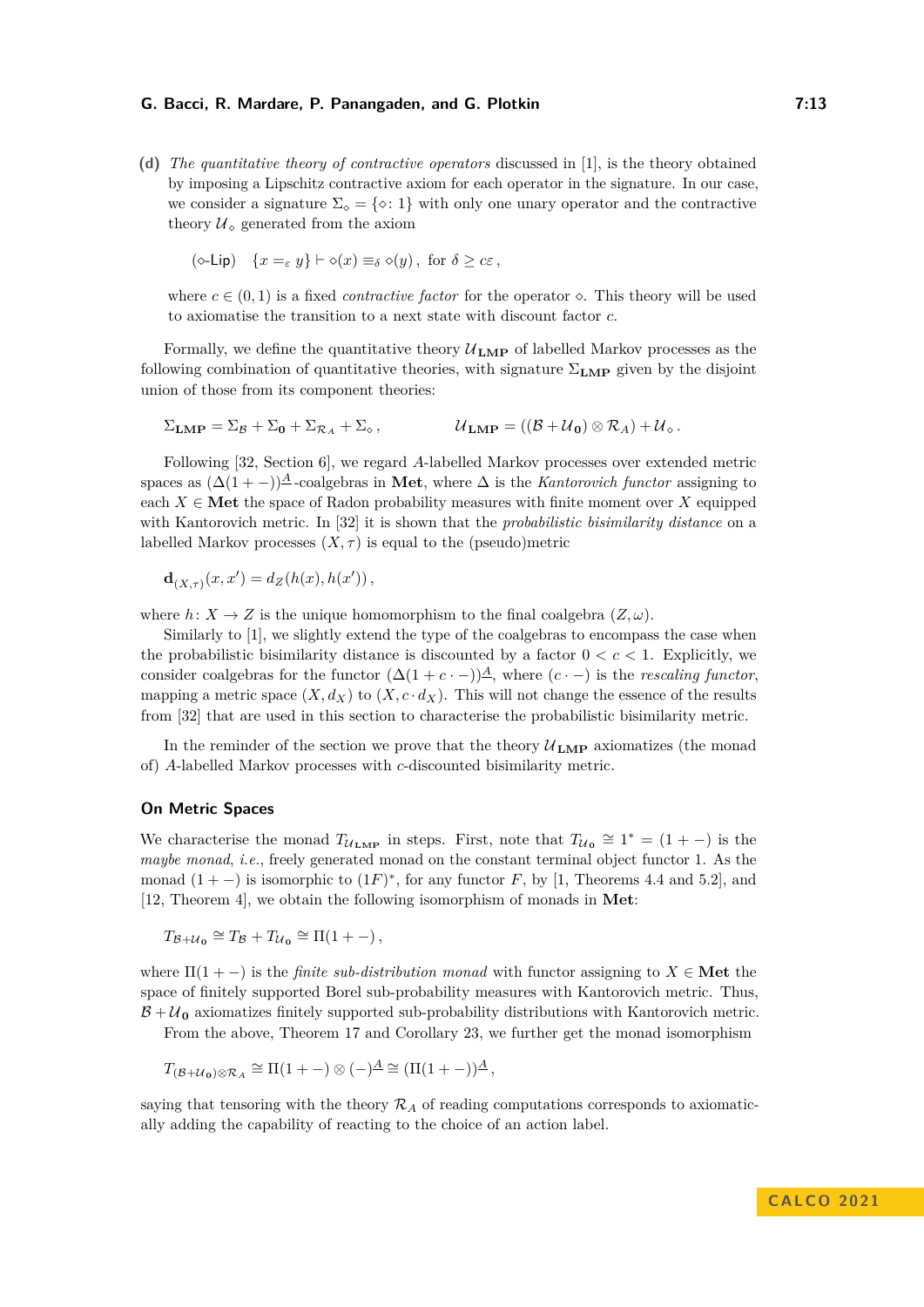**(d)** *The quantitative theory of contractive operators* discussed in [1], is the theory obtained by imposing a Lipschitz contractive axiom for each operator in the signature. In our case, we consider a signature $\Sigma_\diamond = \{\diamond\colon 1\}$ with only one unary operator and the contractive theory $\mathcal{U}_\diamond$ generated from the axiom

$$(\diamond\text{-Lip}) \quad \{x =_\varepsilon y\} \vdash \diamond(x) \equiv_\delta \diamond(y)\,, \text{ for } \delta \geq c\varepsilon\,,$$

where $c \in (0,1)$ is a fixed *contractive factor* for the operator $\diamond$. This theory will be used to axiomatise the transition to a next state with discount factor $c$.

Formally, we define the quantitative theory $\mathcal{U}_{\mathbf{LMP}}$ of labelled Markov processes as the following combination of quantitative theories, with signature $\Sigma_{\mathbf{LMP}}$ given by the disjoint union of those from its component theories:

$$\Sigma_{\mathbf{LMP}} = \Sigma_{\mathcal{B}} + \Sigma_{\mathbf{0}} + \Sigma_{\mathcal{R}_A} + \Sigma_\diamond\,, \qquad \mathcal{U}_{\mathbf{LMP}} = ((\mathcal{B} + \mathcal{U}_{\mathbf{0}}) \otimes \mathcal{R}_A) + \mathcal{U}_\diamond\,.$$

Following [32, Section 6], we regard $A$-labelled Markov processes over extended metric spaces as $(\Delta(1+-))^{\underline{A}}$-coalgebras in **Met**, where $\Delta$ is the *Kantorovich functor* assigning to each $X \in \mathbf{Met}$ the space of Radon probability measures with finite moment over $X$ equipped with Kantorovich metric. In [32] it is shown that the *probabilistic bisimilarity distance* on a labelled Markov processes $(X, \tau)$ is equal to the (pseudo)metric

$$\mathbf{d}_{(X,\tau)}(x, x') = d_Z(h(x), h(x'))\,,$$

where $h\colon X \to Z$ is the unique homomorphism to the final coalgebra $(Z, \omega)$.

Similarly to [1], we slightly extend the type of the coalgebras to encompass the case when the probabilistic bisimilarity distance is discounted by a factor $0 < c < 1$. Explicitly, we consider coalgebras for the functor $(\Delta(1 + c \cdot -))^{\underline{A}}$, where $(c \cdot -)$ is the *rescaling functor*, mapping a metric space $(X, d_X)$ to $(X, c \cdot d_X)$. This will not change the essence of the results from [32] that are used in this section to characterise the probabilistic bisimilarity metric.

In the reminder of the section we prove that the theory $\mathcal{U}_{\mathbf{LMP}}$ axiomatizes (the monad of) $A$-labelled Markov processes with $c$-discounted bisimilarity metric.

### On Metric Spaces

We characterise the monad $T_{\mathcal{U}_{\mathbf{LMP}}}$ in steps. First, note that $T_{\mathcal{U}_{\mathbf{0}}} \cong 1^* = (1 + -)$ is the *maybe monad*, *i.e.*, freely generated monad on the constant terminal object functor 1. As the monad $(1 + -)$ is isomorphic to $(1F)^*$, for any functor $F$, by [1, Theorems 4.4 and 5.2], and [12, Theorem 4], we obtain the following isomorphism of monads in **Met**:

$$T_{\mathcal{B}+\mathcal{U}_{\mathbf{0}}} \cong T_{\mathcal{B}} + T_{\mathcal{U}_{\mathbf{0}}} \cong \Pi(1 + -)\,,$$

where $\Pi(1+-)$ is the *finite sub-distribution monad* with functor assigning to $X \in \mathbf{Met}$ the space of finitely supported Borel sub-probability measures with Kantorovich metric. Thus, $\mathcal{B} + \mathcal{U}_{\mathbf{0}}$ axiomatizes finitely supported sub-probability distributions with Kantorovich metric.

From the above, Theorem 17 and Corollary 23, we further get the monad isomorphism

$$T_{(\mathcal{B}+\mathcal{U}_{\mathbf{0}})\otimes\mathcal{R}_A} \cong \Pi(1 + -) \otimes (-)^{\underline{A}} \cong (\Pi(1 + -))^{\underline{A}}\,,$$

saying that tensoring with the theory $\mathcal{R}_A$ of reading computations corresponds to axiomatically adding the capability of reacting to the choice of an action label.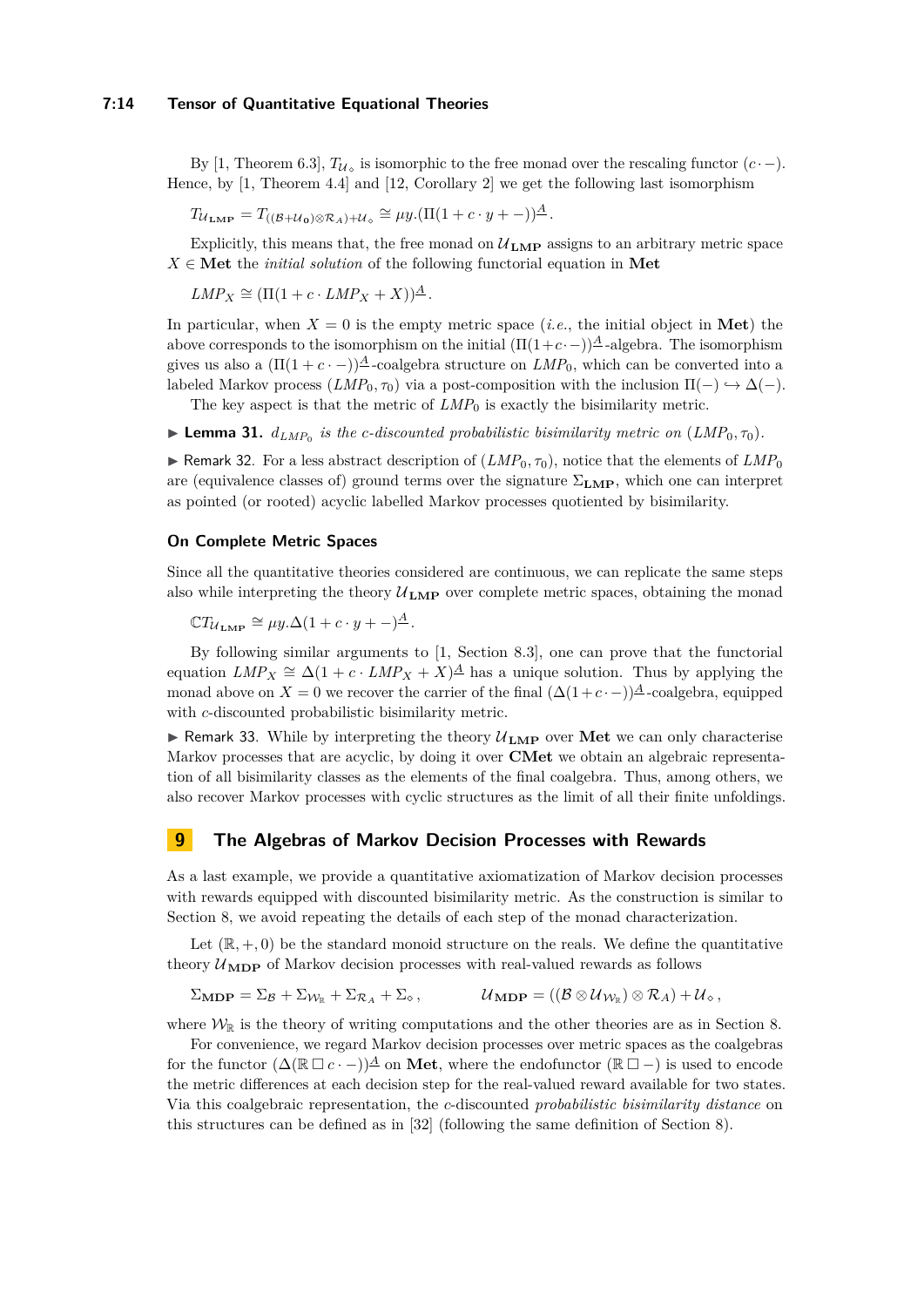By [1, Theorem 6.3], $T_{\mathcal{U}_\diamond}$ is isomorphic to the free monad over the rescaling functor $(c \cdot -)$. Hence, by [1, Theorem 4.4] and [12, Corollary 2] we get the following last isomorphism

$$T_{\mathcal{U}_{\mathbf{LMP}}} = T_{((\mathcal{B}+\mathcal{U}_{\mathbf{0}})\otimes \mathcal{R}_A)+\mathcal{U}_\diamond} \cong \mu y.(\Pi(1 + c \cdot y + -))^{\underline{A}}.$$

Explicitly, this means that, the free monad on $\mathcal{U}_{\mathbf{LMP}}$ assigns to an arbitrary metric space $X \in \mathbf{Met}$ the *initial solution* of the following functorial equation in $\mathbf{Met}$

$$LMP_X \cong (\Pi(1 + c \cdot LMP_X + X))^{\underline{A}}.$$

In particular, when $X = 0$ is the empty metric space (*i.e.*, the initial object in $\mathbf{Met}$) the above corresponds to the isomorphism on the initial $(\Pi(1+c\cdot -))^{\underline{A}}$-algebra. The isomorphism gives us also a $(\Pi(1 + c \cdot -))^{\underline{A}}$-coalgebra structure on $LMP_0$, which can be converted into a labeled Markov process $(LMP_0, \tau_0)$ via a post-composition with the inclusion $\Pi(-) \hookrightarrow \Delta(-)$.

The key aspect is that the metric of $LMP_0$ is exactly the bisimilarity metric.

▶ **Lemma 31.** *$d_{LMP_0}$ is the c-discounted probabilistic bisimilarity metric on $(LMP_0, \tau_0)$.*

▶ Remark 32. For a less abstract description of $(LMP_0, \tau_0)$, notice that the elements of $LMP_0$ are (equivalence classes of) ground terms over the signature $\Sigma_{\mathbf{LMP}}$, which one can interpret as pointed (or rooted) acyclic labelled Markov processes quotiented by bisimilarity.

### On Complete Metric Spaces

Since all the quantitative theories considered are continuous, we can replicate the same steps also while interpreting the theory $\mathcal{U}_{\mathbf{LMP}}$ over complete metric spaces, obtaining the monad

$$\mathbb{C}T_{\mathcal{U}_{\mathbf{LMP}}} \cong \mu y.\Delta(1 + c \cdot y + -)^{\underline{A}}.$$

By following similar arguments to [1, Section 8.3], one can prove that the functorial equation $LMP_X \cong \Delta(1 + c \cdot LMP_X + X)^{\underline{A}}$ has a unique solution. Thus by applying the monad above on $X = 0$ we recover the carrier of the final $(\Delta(1+c\cdot -))^{\underline{A}}$-coalgebra, equipped with $c$-discounted probabilistic bisimilarity metric.

▶ Remark 33. While by interpreting the theory $\mathcal{U}_{\mathbf{LMP}}$ over $\mathbf{Met}$ we can only characterise Markov processes that are acyclic, by doing it over $\mathbf{CMet}$ we obtain an algebraic representation of all bisimilarity classes as the elements of the final coalgebra. Thus, among others, we also recover Markov processes with cyclic structures as the limit of all their finite unfoldings.

## 9 The Algebras of Markov Decision Processes with Rewards

As a last example, we provide a quantitative axiomatization of Markov decision processes with rewards equipped with discounted bisimilarity metric. As the construction is similar to Section 8, we avoid repeating the details of each step of the monad characterization.

Let $(\mathbb{R}, +, 0)$ be the standard monoid structure on the reals. We define the quantitative theory $\mathcal{U}_{\mathbf{MDP}}$ of Markov decision processes with real-valued rewards as follows

$$\Sigma_{\mathbf{MDP}} = \Sigma_{\mathcal{B}} + \Sigma_{\mathcal{W}_{\mathbb{R}}} + \Sigma_{\mathcal{R}_A} + \Sigma_\diamond , \qquad \mathcal{U}_{\mathbf{MDP}} = ((\mathcal{B} \otimes \mathcal{U}_{\mathcal{W}_{\mathbb{R}}}) \otimes \mathcal{R}_A) + \mathcal{U}_\diamond ,$$

where $\mathcal{W}_{\mathbb{R}}$ is the theory of writing computations and the other theories are as in Section 8.

For convenience, we regard Markov decision processes over metric spaces as the coalgebras for the functor $(\Delta(\mathbb{R} \,\square\, c \cdot -))^{\underline{A}}$ on $\mathbf{Met}$, where the endofunctor $(\mathbb{R} \,\square\, -)$ is used to encode the metric differences at each decision step for the real-valued reward available for two states. Via this coalgebraic representation, the $c$-discounted *probabilistic bisimilarity distance* on this structures can be defined as in [32] (following the same definition of Section 8).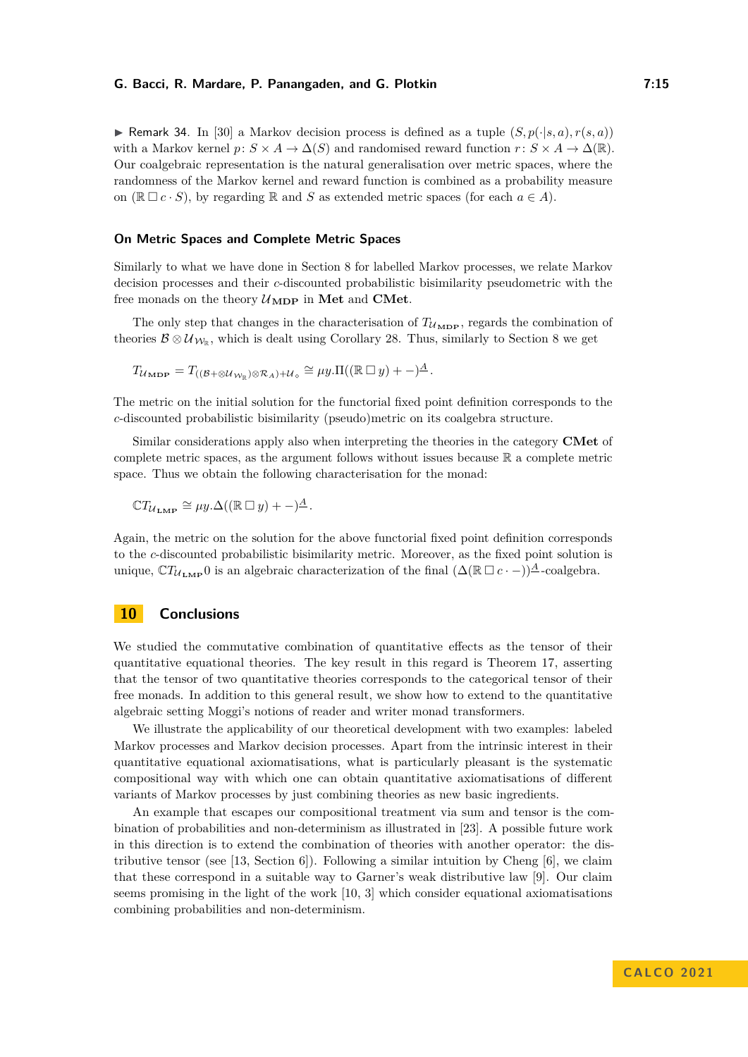▶ Remark 34. In [30] a Markov decision process is defined as a tuple $(S, p(\cdot|s,a), r(s,a))$ with a Markov kernel $p\colon S \times A \to \Delta(S)$ and randomised reward function $r\colon S \times A \to \Delta(\mathbb{R})$. Our coalgebraic representation is the natural generalisation over metric spaces, where the randomness of the Markov kernel and reward function is combined as a probability measure on $(\mathbb{R} \,\Box\, c \cdot S)$, by regarding $\mathbb{R}$ and $S$ as extended metric spaces (for each $a \in A$).

### On Metric Spaces and Complete Metric Spaces

Similarly to what we have done in Section 8 for labelled Markov processes, we relate Markov decision processes and their $c$-discounted probabilistic bisimilarity pseudometric with the free monads on the theory $\mathcal{U}_{\mathbf{MDP}}$ in **Met** and **CMet**.

The only step that changes in the characterisation of $T_{\mathcal{U}_{\mathbf{MDP}}}$, regards the combination of theories $\mathcal{B} \otimes \mathcal{U}_{\mathcal{W}_{\mathbb{R}}}$, which is dealt using Corollary 28. Thus, similarly to Section 8 we get

$$T_{\mathcal{U}_{\mathbf{MDP}}} = T_{((\mathcal{B}+\otimes\mathcal{U}_{\mathcal{W}_{\mathbb{R}}})\otimes\mathcal{R}_A)+\mathcal{U}_{\diamond}} \cong \mu y.\Pi((\mathbb{R} \,\Box\, y) + -)^{\underline{A}}.$$

The metric on the initial solution for the functorial fixed point definition corresponds to the $c$-discounted probabilistic bisimilarity (pseudo)metric on its coalgebra structure.

Similar considerations apply also when interpreting the theories in the category **CMet** of complete metric spaces, as the argument follows without issues because $\mathbb{R}$ a complete metric space. Thus we obtain the following characterisation for the monad:

$$\mathbb{C}T_{\mathcal{U}_{\mathbf{LMP}}} \cong \mu y.\Delta((\mathbb{R} \,\Box\, y) + -)^{\underline{A}}.$$

Again, the metric on the solution for the above functorial fixed point definition corresponds to the $c$-discounted probabilistic bisimilarity metric. Moreover, as the fixed point solution is unique, $\mathbb{C}T_{\mathcal{U}_{\mathbf{LMP}}}0$ is an algebraic characterization of the final $(\Delta(\mathbb{R} \,\Box\, c \cdot -))^{\underline{A}}$-coalgebra.

## 10 Conclusions

We studied the commutative combination of quantitative effects as the tensor of their quantitative equational theories. The key result in this regard is Theorem 17, asserting that the tensor of two quantitative theories corresponds to the categorical tensor of their free monads. In addition to this general result, we show how to extend to the quantitative algebraic setting Moggi's notions of reader and writer monad transformers.

We illustrate the applicability of our theoretical development with two examples: labeled Markov processes and Markov decision processes. Apart from the intrinsic interest in their quantitative equational axiomatisations, what is particularly pleasant is the systematic compositional way with which one can obtain quantitative axiomatisations of different variants of Markov processes by just combining theories as new basic ingredients.

An example that escapes our compositional treatment via sum and tensor is the combination of probabilities and non-determinism as illustrated in [23]. A possible future work in this direction is to extend the combination of theories with another operator: the distributive tensor (see [13, Section 6]). Following a similar intuition by Cheng [6], we claim that these correspond in a suitable way to Garner's weak distributive law [9]. Our claim seems promising in the light of the work [10, 3] which consider equational axiomatisations combining probabilities and non-determinism.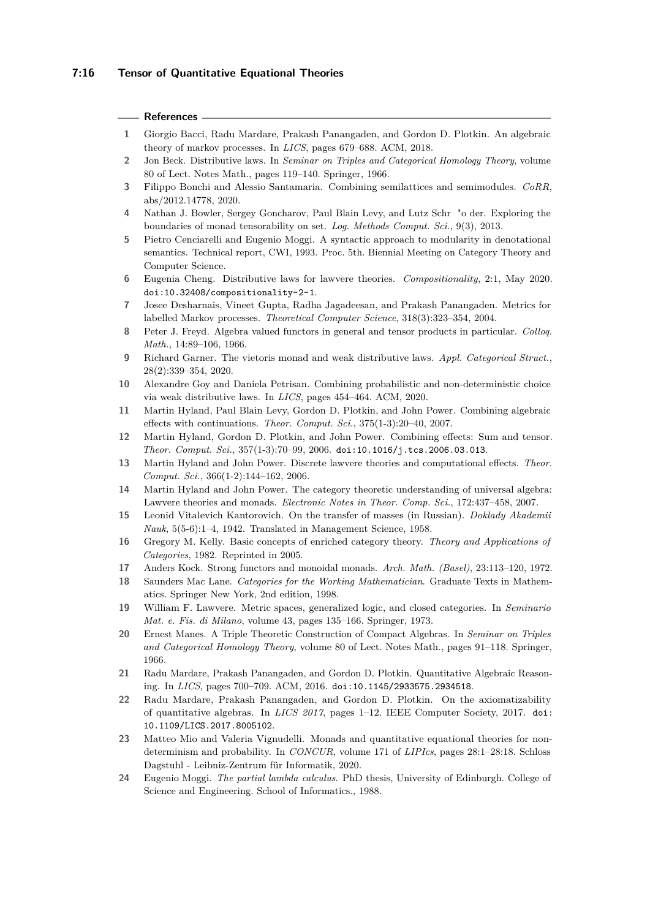## References

1. Giorgio Bacci, Radu Mardare, Prakash Panangaden, and Gordon D. Plotkin. An algebraic theory of markov processes. In *LICS*, pages 679–688. ACM, 2018.
2. Jon Beck. Distributive laws. In *Seminar on Triples and Categorical Homology Theory*, volume 80 of Lect. Notes Math., pages 119–140. Springer, 1966.
3. Filippo Bonchi and Alessio Santamaria. Combining semilattices and semimodules. *CoRR*, abs/2012.14778, 2020.
4. Nathan J. Bowler, Sergey Goncharov, Paul Blain Levy, and Lutz Schr "o der. Exploring the boundaries of monad tensorability on set. *Log. Methods Comput. Sci.*, 9(3), 2013.
5. Pietro Cenciarelli and Eugenio Moggi. A syntactic approach to modularity in denotational semantics. Technical report, CWI, 1993. Proc. 5th. Biennial Meeting on Category Theory and Computer Science.
6. Eugenia Cheng. Distributive laws for lawvere theories. *Compositionality*, 2:1, May 2020. doi:10.32408/compositionality-2-1.
7. Josee Desharnais, Vineet Gupta, Radha Jagadeesan, and Prakash Panangaden. Metrics for labelled Markov processes. *Theoretical Computer Science*, 318(3):323–354, 2004.
8. Peter J. Freyd. Algebra valued functors in general and tensor products in particular. *Colloq. Math.*, 14:89–106, 1966.
9. Richard Garner. The vietoris monad and weak distributive laws. *Appl. Categorical Struct.*, 28(2):339–354, 2020.
10. Alexandre Goy and Daniela Petrisan. Combining probabilistic and non-deterministic choice via weak distributive laws. In *LICS*, pages 454–464. ACM, 2020.
11. Martin Hyland, Paul Blain Levy, Gordon D. Plotkin, and John Power. Combining algebraic effects with continuations. *Theor. Comput. Sci.*, 375(1-3):20–40, 2007.
12. Martin Hyland, Gordon D. Plotkin, and John Power. Combining effects: Sum and tensor. *Theor. Comput. Sci.*, 357(1-3):70–99, 2006. doi:10.1016/j.tcs.2006.03.013.
13. Martin Hyland and John Power. Discrete lawvere theories and computational effects. *Theor. Comput. Sci.*, 366(1-2):144–162, 2006.
14. Martin Hyland and John Power. The category theoretic understanding of universal algebra: Lawvere theories and monads. *Electronic Notes in Theor. Comp. Sci.*, 172:437–458, 2007.
15. Leonid Vitalevich Kantorovich. On the transfer of masses (in Russian). *Doklady Akademii Nauk*, 5(5-6):1–4, 1942. Translated in Management Science, 1958.
16. Gregory M. Kelly. Basic concepts of enriched category theory. *Theory and Applications of Categories*, 1982. Reprinted in 2005.
17. Anders Kock. Strong functors and monoidal monads. *Arch. Math. (Basel)*, 23:113–120, 1972.
18. Saunders Mac Lane. *Categories for the Working Mathematician*. Graduate Texts in Mathematics. Springer New York, 2nd edition, 1998.
19. William F. Lawvere. Metric spaces, generalized logic, and closed categories. In *Seminario Mat. e. Fis. di Milano*, volume 43, pages 135–166. Springer, 1973.
20. Ernest Manes. A Triple Theoretic Construction of Compact Algebras. In *Seminar on Triples and Categorical Homology Theory*, volume 80 of Lect. Notes Math., pages 91–118. Springer, 1966.
21. Radu Mardare, Prakash Panangaden, and Gordon D. Plotkin. Quantitative Algebraic Reasoning. In *LICS*, pages 700–709. ACM, 2016. doi:10.1145/2933575.2934518.
22. Radu Mardare, Prakash Panangaden, and Gordon D. Plotkin. On the axiomatizability of quantitative algebras. In *LICS 2017*, pages 1–12. IEEE Computer Society, 2017. doi:10.1109/LICS.2017.8005102.
23. Matteo Mio and Valeria Vignudelli. Monads and quantitative equational theories for nondeterminism and probability. In *CONCUR*, volume 171 of *LIPIcs*, pages 28:1–28:18. Schloss Dagstuhl - Leibniz-Zentrum für Informatik, 2020.
24. Eugenio Moggi. *The partial lambda calculus*. PhD thesis, University of Edinburgh. College of Science and Engineering. School of Informatics., 1988.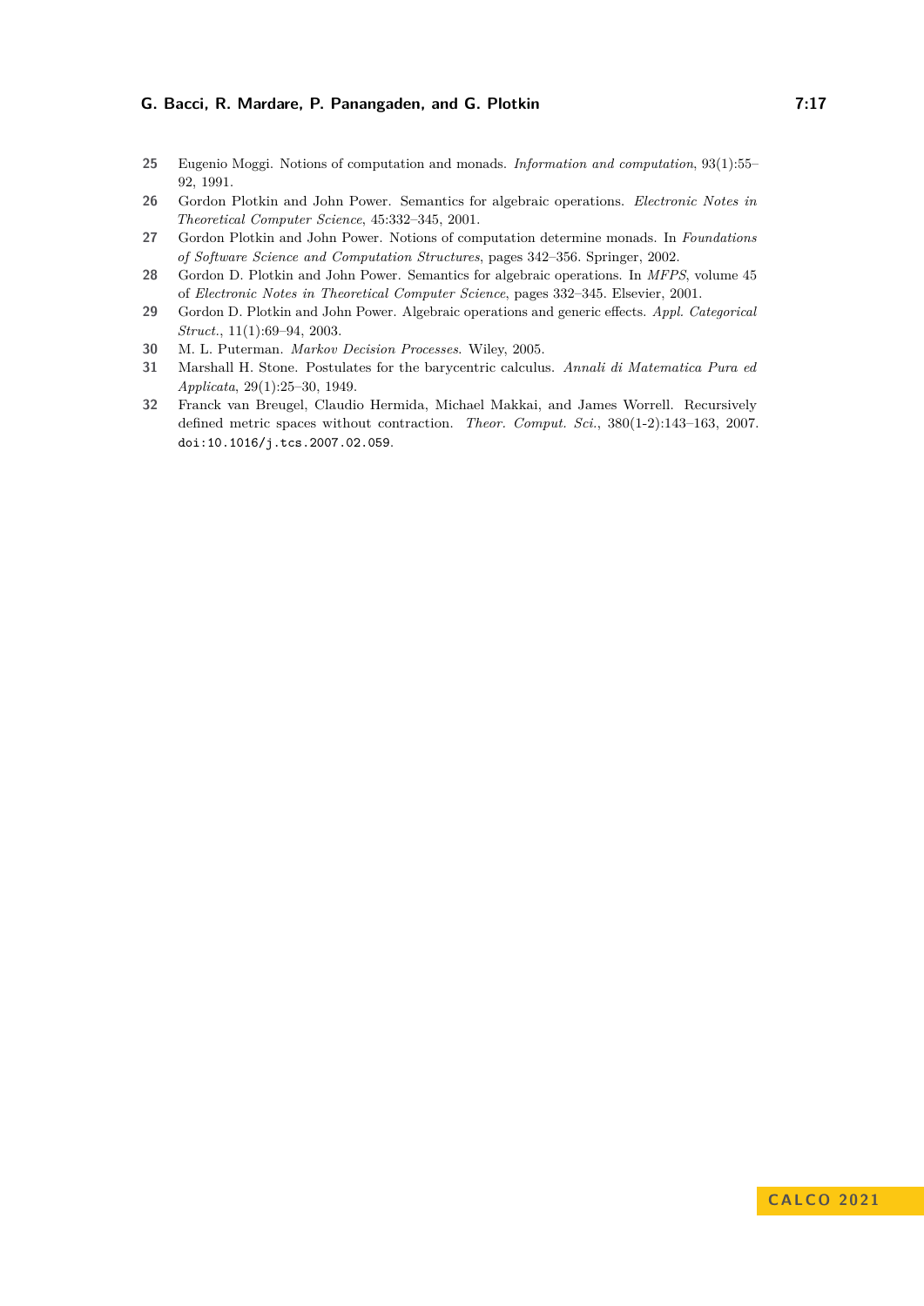25 Eugenio Moggi. Notions of computation and monads. *Information and computation*, 93(1):55–92, 1991.

26 Gordon Plotkin and John Power. Semantics for algebraic operations. *Electronic Notes in Theoretical Computer Science*, 45:332–345, 2001.

27 Gordon Plotkin and John Power. Notions of computation determine monads. In *Foundations of Software Science and Computation Structures*, pages 342–356. Springer, 2002.

28 Gordon D. Plotkin and John Power. Semantics for algebraic operations. In *MFPS*, volume 45 of *Electronic Notes in Theoretical Computer Science*, pages 332–345. Elsevier, 2001.

29 Gordon D. Plotkin and John Power. Algebraic operations and generic effects. *Appl. Categorical Struct.*, 11(1):69–94, 2003.

30 M. L. Puterman. *Markov Decision Processes*. Wiley, 2005.

31 Marshall H. Stone. Postulates for the barycentric calculus. *Annali di Matematica Pura ed Applicata*, 29(1):25–30, 1949.

32 Franck van Breugel, Claudio Hermida, Michael Makkai, and James Worrell. Recursively defined metric spaces without contraction. *Theor. Comput. Sci.*, 380(1-2):143–163, 2007. doi:10.1016/j.tcs.2007.02.059.